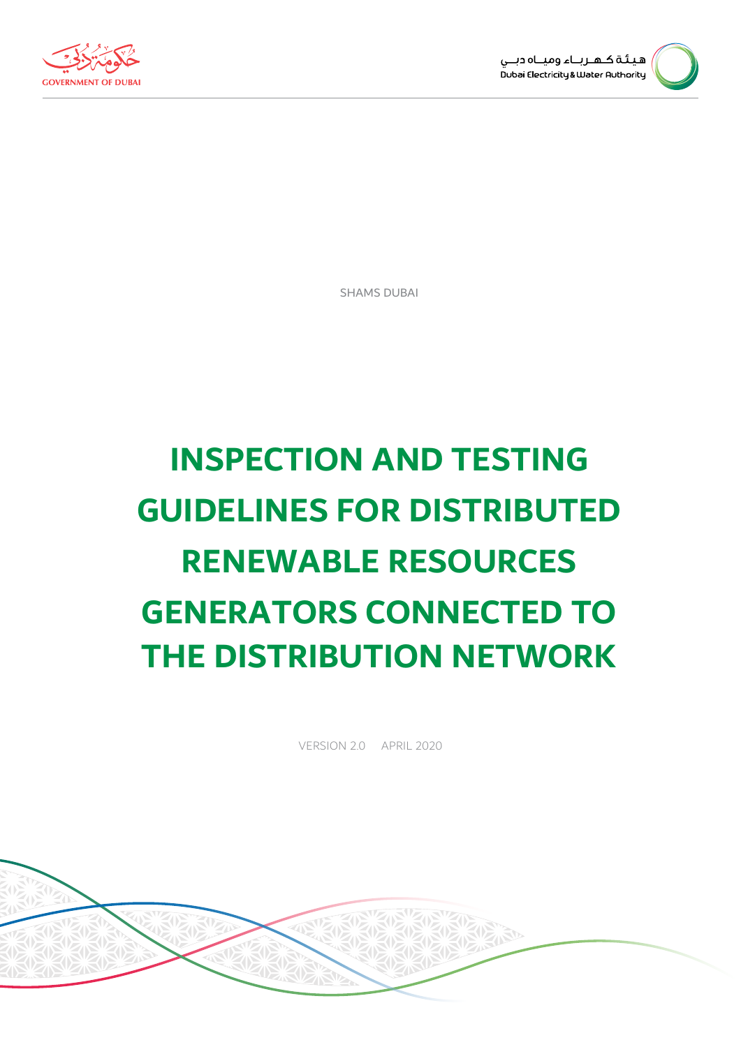GOVERNMENT OF DUBAI

هيئة كهرباء ومياه دبي
Dubai Electricity & Water Authority

SHAMS DUBAI

# INSPECTION AND TESTING GUIDELINES FOR DISTRIBUTED RENEWABLE RESOURCES GENERATORS CONNECTED TO THE DISTRIBUTION NETWORK

VERSION 2.0 APRIL 2020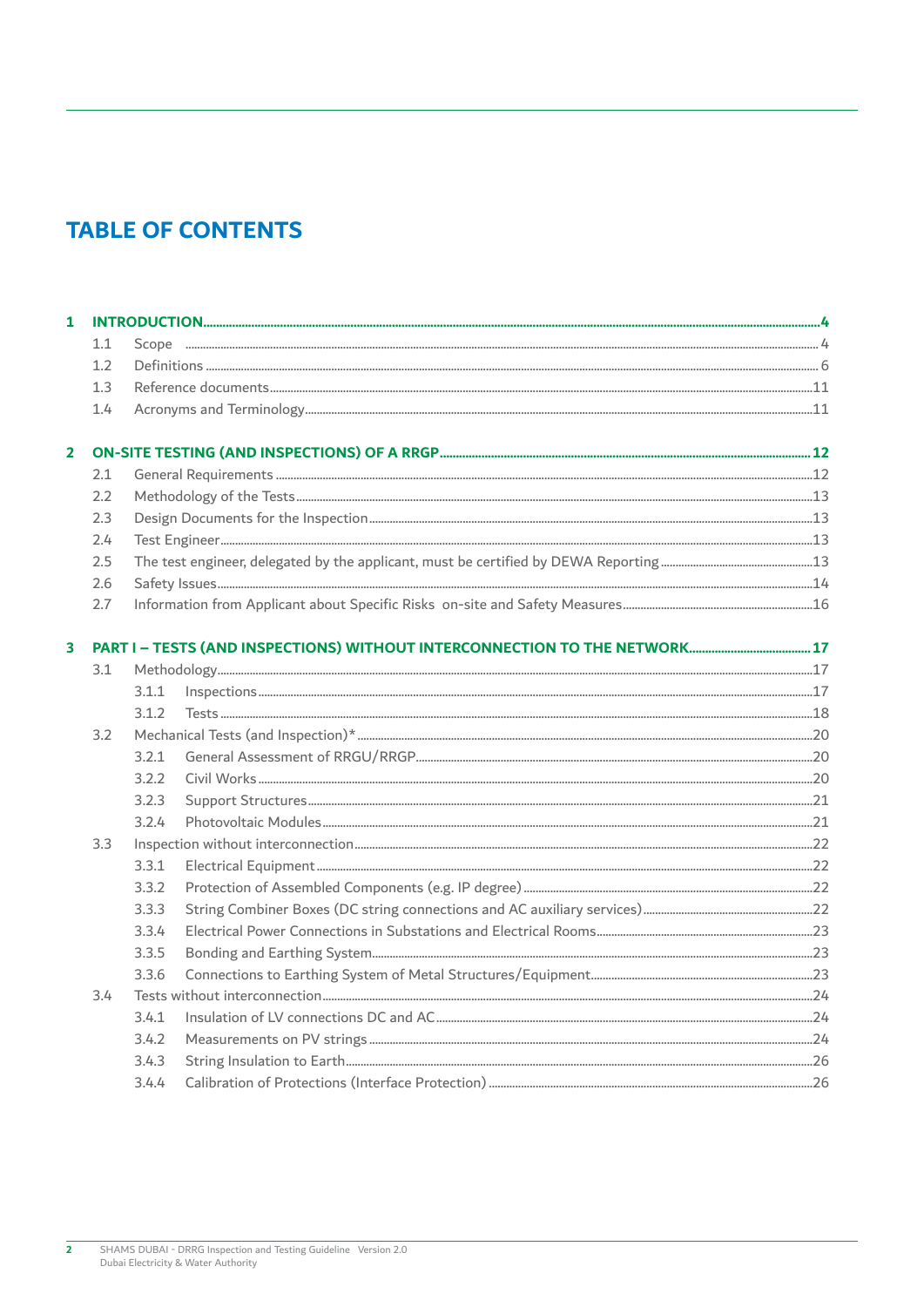# TABLE OF CONTENTS

**1 INTRODUCTION ........ 4**

- 1.1 Scope ........ 4
- 1.2 Definitions ........ 6
- 1.3 Reference documents ........ 11
- 1.4 Acronyms and Terminology ........ 11

**2 ON-SITE TESTING (AND INSPECTIONS) OF A RRGP ........ 12**

- 2.1 General Requirements ........ 12
- 2.2 Methodology of the Tests ........ 13
- 2.3 Design Documents for the Inspection ........ 13
- 2.4 Test Engineer ........ 13
- 2.5 The test engineer, delegated by the applicant, must be certified by DEWA Reporting ........ 13
- 2.6 Safety Issues ........ 14
- 2.7 Information from Applicant about Specific Risks on-site and Safety Measures ........ 16

**3 PART I – TESTS (AND INSPECTIONS) WITHOUT INTERCONNECTION TO THE NETWORK ........ 17**

- 3.1 Methodology ........ 17
  - 3.1.1 Inspections ........ 17
  - 3.1.2 Tests ........ 18
- 3.2 Mechanical Tests (and Inspection)* ........ 20
  - 3.2.1 General Assessment of RRGU/RRGP ........ 20
  - 3.2.2 Civil Works ........ 20
  - 3.2.3 Support Structures ........ 21
  - 3.2.4 Photovoltaic Modules ........ 21
- 3.3 Inspection without interconnection ........ 22
  - 3.3.1 Electrical Equipment ........ 22
  - 3.3.2 Protection of Assembled Components (e.g. IP degree) ........ 22
  - 3.3.3 String Combiner Boxes (DC string connections and AC auxiliary services) ........ 22
  - 3.3.4 Electrical Power Connections in Substations and Electrical Rooms ........ 23
  - 3.3.5 Bonding and Earthing System ........ 23
  - 3.3.6 Connections to Earthing System of Metal Structures/Equipment ........ 23
- 3.4 Tests without interconnection ........ 24
  - 3.4.1 Insulation of LV connections DC and AC ........ 24
  - 3.4.2 Measurements on PV strings ........ 24
  - 3.4.3 String Insulation to Earth ........ 26
  - 3.4.4 Calibration of Protections (Interface Protection) ........ 26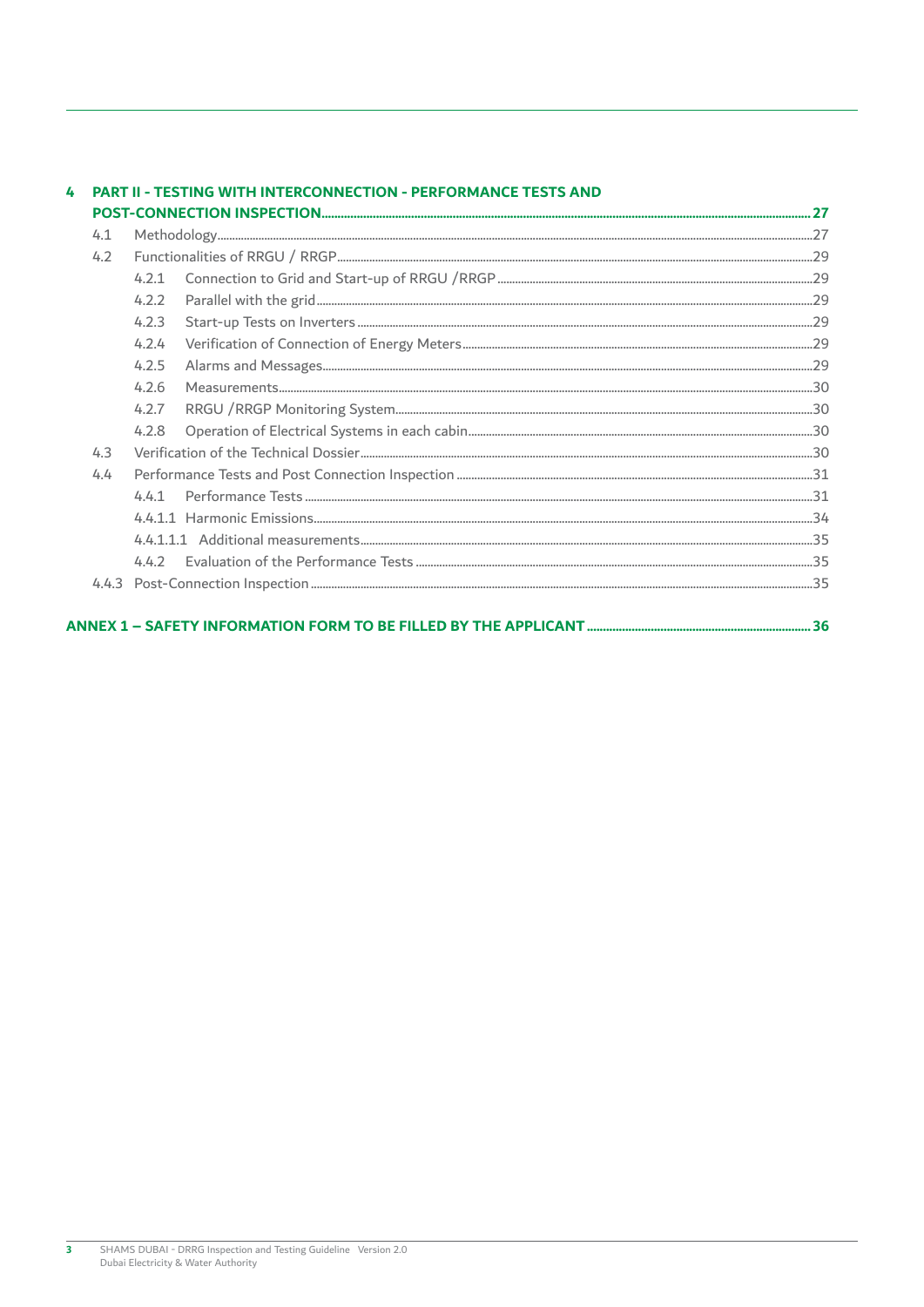**4 PART II - TESTING WITH INTERCONNECTION - PERFORMANCE TESTS AND POST-CONNECTION INSPECTION .......... 27**

- 4.1 Methodology .......... 27
- 4.2 Functionalities of RRGU / RRGP .......... 29
  - 4.2.1 Connection to Grid and Start-up of RRGU /RRGP .......... 29
  - 4.2.2 Parallel with the grid .......... 29
  - 4.2.3 Start-up Tests on Inverters .......... 29
  - 4.2.4 Verification of Connection of Energy Meters .......... 29
  - 4.2.5 Alarms and Messages .......... 29
  - 4.2.6 Measurements .......... 30
  - 4.2.7 RRGU /RRGP Monitoring System .......... 30
  - 4.2.8 Operation of Electrical Systems in each cabin .......... 30
- 4.3 Verification of the Technical Dossier .......... 30
- 4.4 Performance Tests and Post Connection Inspection .......... 31
  - 4.4.1 Performance Tests .......... 31
  - 4.4.1.1 Harmonic Emissions .......... 34
  - 4.4.1.1.1 Additional measurements .......... 35
  - 4.4.2 Evaluation of the Performance Tests .......... 35
- 4.4.3 Post-Connection Inspection .......... 35

**ANNEX 1 – SAFETY INFORMATION FORM TO BE FILLED BY THE APPLICANT .......... 36**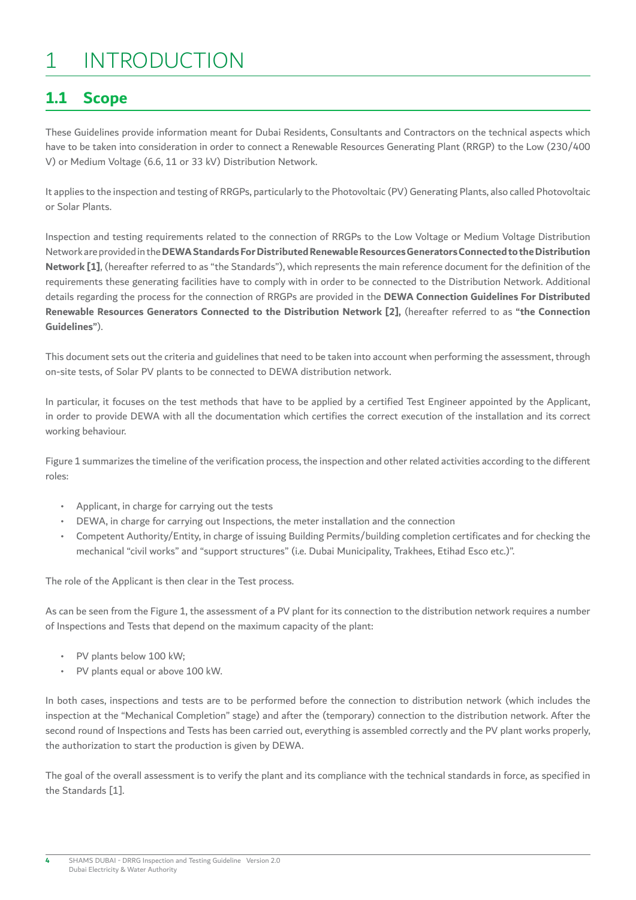# 1 INTRODUCTION

## 1.1 Scope

These Guidelines provide information meant for Dubai Residents, Consultants and Contractors on the technical aspects which have to be taken into consideration in order to connect a Renewable Resources Generating Plant (RRGP) to the Low (230/400 V) or Medium Voltage (6.6, 11 or 33 kV) Distribution Network.

It applies to the inspection and testing of RRGPs, particularly to the Photovoltaic (PV) Generating Plants, also called Photovoltaic or Solar Plants.

Inspection and testing requirements related to the connection of RRGPs to the Low Voltage or Medium Voltage Distribution Network are provided in the **DEWA Standards For Distributed Renewable Resources Generators Connected to the Distribution Network [1]**, (hereafter referred to as "the Standards"), which represents the main reference document for the definition of the requirements these generating facilities have to comply with in order to be connected to the Distribution Network. Additional details regarding the process for the connection of RRGPs are provided in the **DEWA Connection Guidelines For Distributed Renewable Resources Generators Connected to the Distribution Network [2]**, (hereafter referred to as **"the Connection Guidelines"**).

This document sets out the criteria and guidelines that need to be taken into account when performing the assessment, through on-site tests, of Solar PV plants to be connected to DEWA distribution network.

In particular, it focuses on the test methods that have to be applied by a certified Test Engineer appointed by the Applicant, in order to provide DEWA with all the documentation which certifies the correct execution of the installation and its correct working behaviour.

Figure 1 summarizes the timeline of the verification process, the inspection and other related activities according to the different roles:

- Applicant, in charge for carrying out the tests
- DEWA, in charge for carrying out Inspections, the meter installation and the connection
- Competent Authority/Entity, in charge of issuing Building Permits/building completion certificates and for checking the mechanical "civil works" and "support structures" (i.e. Dubai Municipality, Trakhees, Etihad Esco etc.)".

The role of the Applicant is then clear in the Test process.

As can be seen from the Figure 1, the assessment of a PV plant for its connection to the distribution network requires a number of Inspections and Tests that depend on the maximum capacity of the plant:

- PV plants below 100 kW;
- PV plants equal or above 100 kW.

In both cases, inspections and tests are to be performed before the connection to distribution network (which includes the inspection at the "Mechanical Completion" stage) and after the (temporary) connection to the distribution network. After the second round of Inspections and Tests has been carried out, everything is assembled correctly and the PV plant works properly, the authorization to start the production is given by DEWA.

The goal of the overall assessment is to verify the plant and its compliance with the technical standards in force, as specified in the Standards [1].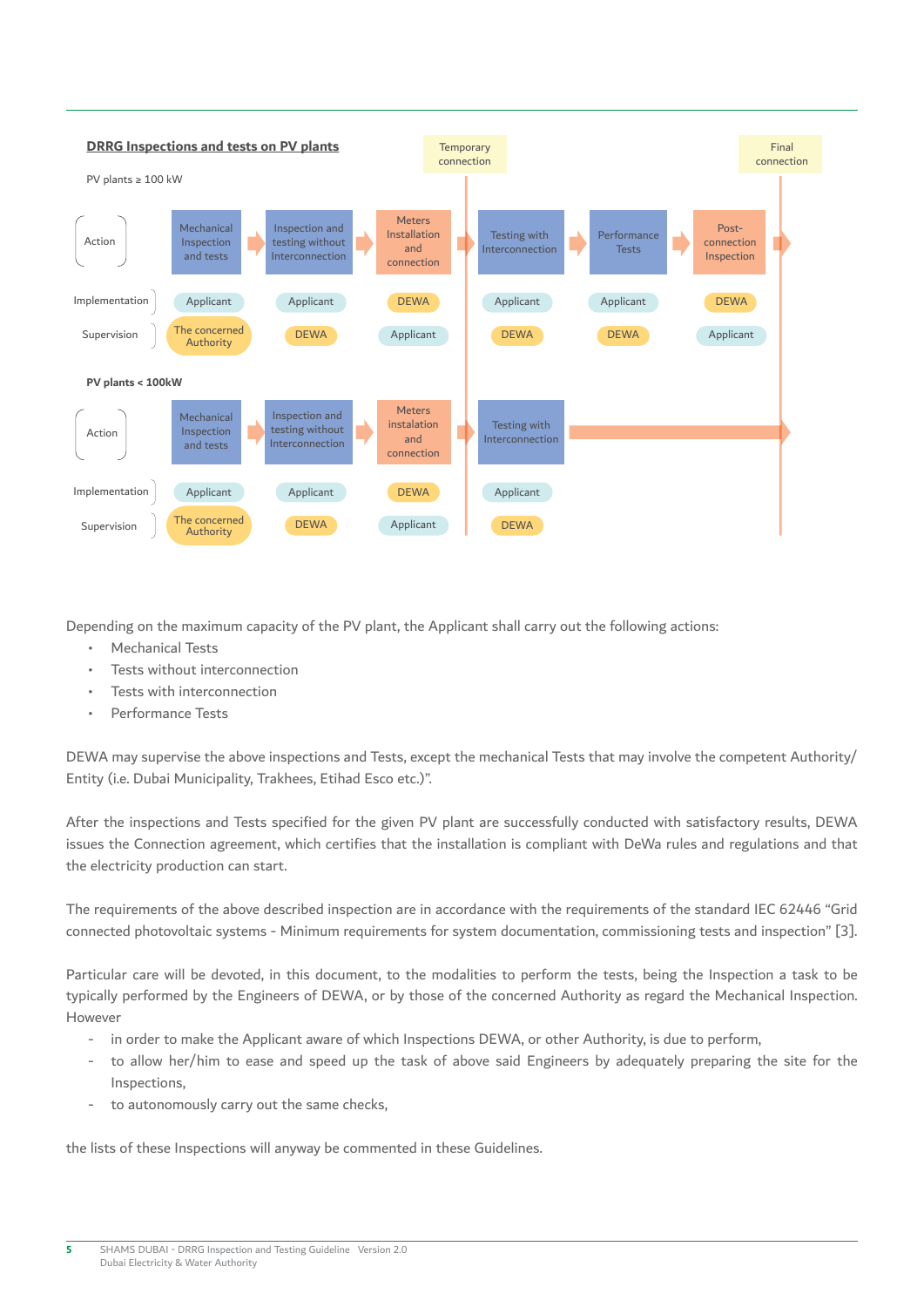**DRRG Inspections and tests on PV plants**

Temporary connection — Final connection

PV plants ≥ 100 kW

| Action | Mechanical Inspection and tests | Inspection and testing without Interconnection | Meters Installation and connection | Testing with Interconnection | Performance Tests | Post-connection Inspection |
|---|---|---|---|---|---|---|
| Implementation | Applicant | Applicant | DEWA | Applicant | Applicant | DEWA |
| Supervision | The concerned Authority | DEWA | Applicant | DEWA | DEWA | Applicant |

**PV plants < 100kW**

| Action | Mechanical Inspection and tests | Inspection and testing without Interconnection | Meters instalation and connection | Testing with Interconnection |
|---|---|---|---|---|
| Implementation | Applicant | Applicant | DEWA | Applicant |
| Supervision | The concerned Authority | DEWA | Applicant | DEWA |

Depending on the maximum capacity of the PV plant, the Applicant shall carry out the following actions:

- Mechanical Tests
- Tests without interconnection
- Tests with interconnection
- Performance Tests

DEWA may supervise the above inspections and Tests, except the mechanical Tests that may involve the competent Authority/ Entity (i.e. Dubai Municipality, Trakhees, Etihad Esco etc.)".

After the inspections and Tests specified for the given PV plant are successfully conducted with satisfactory results, DEWA issues the Connection agreement, which certifies that the installation is compliant with DeWa rules and regulations and that the electricity production can start.

The requirements of the above described inspection are in accordance with the requirements of the standard IEC 62446 "Grid connected photovoltaic systems - Minimum requirements for system documentation, commissioning tests and inspection" [3].

Particular care will be devoted, in this document, to the modalities to perform the tests, being the Inspection a task to be typically performed by the Engineers of DEWA, or by those of the concerned Authority as regard the Mechanical Inspection. However

- in order to make the Applicant aware of which Inspections DEWA, or other Authority, is due to perform,
- to allow her/him to ease and speed up the task of above said Engineers by adequately preparing the site for the Inspections,
- to autonomously carry out the same checks,

the lists of these Inspections will anyway be commented in these Guidelines.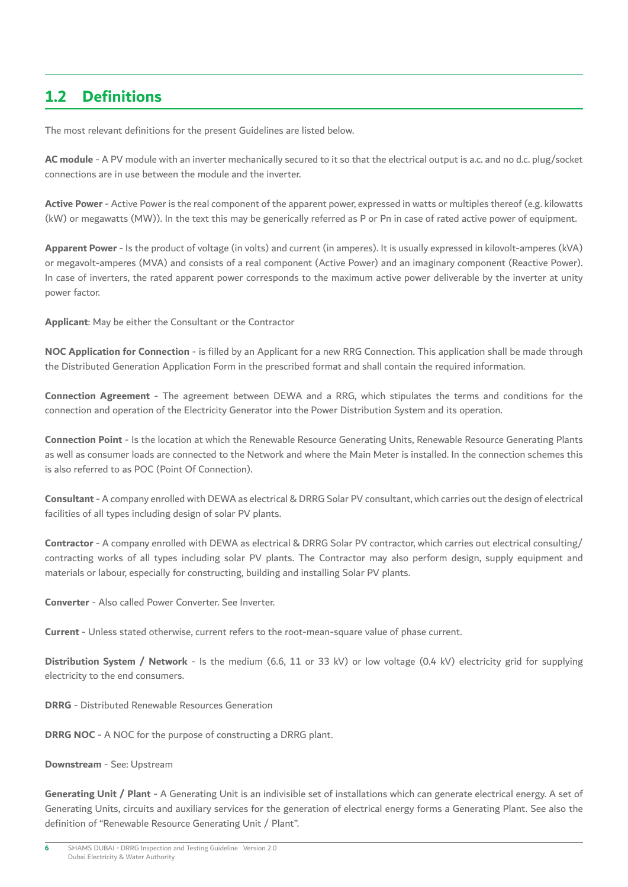## 1.2 Definitions

The most relevant definitions for the present Guidelines are listed below.

**AC module** - A PV module with an inverter mechanically secured to it so that the electrical output is a.c. and no d.c. plug/socket connections are in use between the module and the inverter.

**Active Power** - Active Power is the real component of the apparent power, expressed in watts or multiples thereof (e.g. kilowatts (kW) or megawatts (MW)). In the text this may be generically referred as P or Pn in case of rated active power of equipment.

**Apparent Power** - Is the product of voltage (in volts) and current (in amperes). It is usually expressed in kilovolt-amperes (kVA) or megavolt-amperes (MVA) and consists of a real component (Active Power) and an imaginary component (Reactive Power). In case of inverters, the rated apparent power corresponds to the maximum active power deliverable by the inverter at unity power factor.

**Applicant**: May be either the Consultant or the Contractor

**NOC Application for Connection** - is filled by an Applicant for a new RRG Connection. This application shall be made through the Distributed Generation Application Form in the prescribed format and shall contain the required information.

**Connection Agreement** - The agreement between DEWA and a RRG, which stipulates the terms and conditions for the connection and operation of the Electricity Generator into the Power Distribution System and its operation.

**Connection Point** - Is the location at which the Renewable Resource Generating Units, Renewable Resource Generating Plants as well as consumer loads are connected to the Network and where the Main Meter is installed. In the connection schemes this is also referred to as POC (Point Of Connection).

**Consultant** - A company enrolled with DEWA as electrical & DRRG Solar PV consultant, which carries out the design of electrical facilities of all types including design of solar PV plants.

**Contractor** - A company enrolled with DEWA as electrical & DRRG Solar PV contractor, which carries out electrical consulting/ contracting works of all types including solar PV plants. The Contractor may also perform design, supply equipment and materials or labour, especially for constructing, building and installing Solar PV plants.

**Converter** - Also called Power Converter. See Inverter.

**Current** - Unless stated otherwise, current refers to the root-mean-square value of phase current.

**Distribution System / Network** - Is the medium (6.6, 11 or 33 kV) or low voltage (0.4 kV) electricity grid for supplying electricity to the end consumers.

**DRRG** - Distributed Renewable Resources Generation

**DRRG NOC** - A NOC for the purpose of constructing a DRRG plant.

**Downstream** - See: Upstream

**Generating Unit / Plant** - A Generating Unit is an indivisible set of installations which can generate electrical energy. A set of Generating Units, circuits and auxiliary services for the generation of electrical energy forms a Generating Plant. See also the definition of "Renewable Resource Generating Unit / Plant".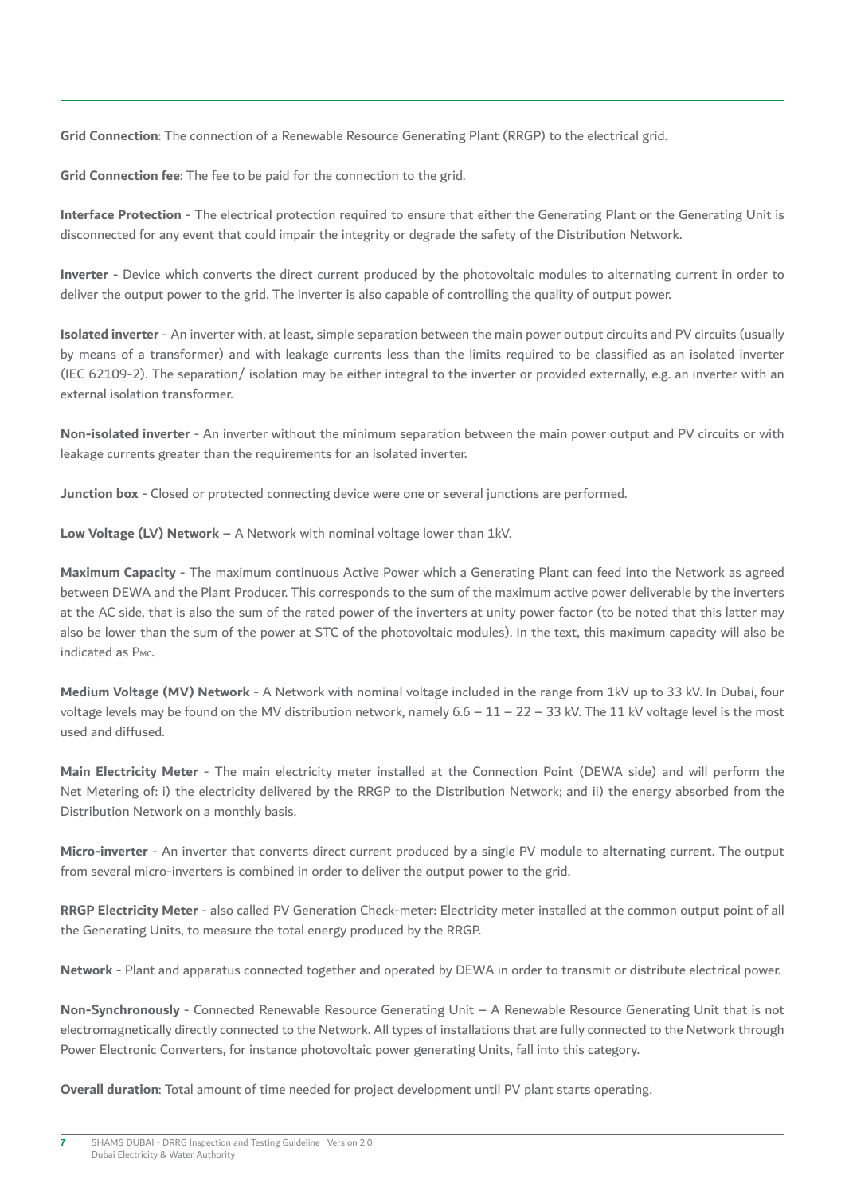**Grid Connection**: The connection of a Renewable Resource Generating Plant (RRGP) to the electrical grid.

**Grid Connection fee**: The fee to be paid for the connection to the grid.

**Interface Protection** - The electrical protection required to ensure that either the Generating Plant or the Generating Unit is disconnected for any event that could impair the integrity or degrade the safety of the Distribution Network.

**Inverter** - Device which converts the direct current produced by the photovoltaic modules to alternating current in order to deliver the output power to the grid. The inverter is also capable of controlling the quality of output power.

**Isolated inverter** - An inverter with, at least, simple separation between the main power output circuits and PV circuits (usually by means of a transformer) and with leakage currents less than the limits required to be classified as an isolated inverter (IEC 62109-2). The separation/ isolation may be either integral to the inverter or provided externally, e.g. an inverter with an external isolation transformer.

**Non-isolated inverter** - An inverter without the minimum separation between the main power output and PV circuits or with leakage currents greater than the requirements for an isolated inverter.

**Junction box** - Closed or protected connecting device were one or several junctions are performed.

**Low Voltage (LV) Network** – A Network with nominal voltage lower than 1kV.

**Maximum Capacity** - The maximum continuous Active Power which a Generating Plant can feed into the Network as agreed between DEWA and the Plant Producer. This corresponds to the sum of the maximum active power deliverable by the inverters at the AC side, that is also the sum of the rated power of the inverters at unity power factor (to be noted that this latter may also be lower than the sum of the power at STC of the photovoltaic modules). In the text, this maximum capacity will also be indicated as $P_{MC}$.

**Medium Voltage (MV) Network** - A Network with nominal voltage included in the range from 1kV up to 33 kV. In Dubai, four voltage levels may be found on the MV distribution network, namely 6.6 – 11 – 22 – 33 kV. The 11 kV voltage level is the most used and diffused.

**Main Electricity Meter** - The main electricity meter installed at the Connection Point (DEWA side) and will perform the Net Metering of: i) the electricity delivered by the RRGP to the Distribution Network; and ii) the energy absorbed from the Distribution Network on a monthly basis.

**Micro-inverter** - An inverter that converts direct current produced by a single PV module to alternating current. The output from several micro-inverters is combined in order to deliver the output power to the grid.

**RRGP Electricity Meter** - also called PV Generation Check-meter: Electricity meter installed at the common output point of all the Generating Units, to measure the total energy produced by the RRGP.

**Network** - Plant and apparatus connected together and operated by DEWA in order to transmit or distribute electrical power.

**Non-Synchronously** - Connected Renewable Resource Generating Unit – A Renewable Resource Generating Unit that is not electromagnetically directly connected to the Network. All types of installations that are fully connected to the Network through Power Electronic Converters, for instance photovoltaic power generating Units, fall into this category.

**Overall duration**: Total amount of time needed for project development until PV plant starts operating.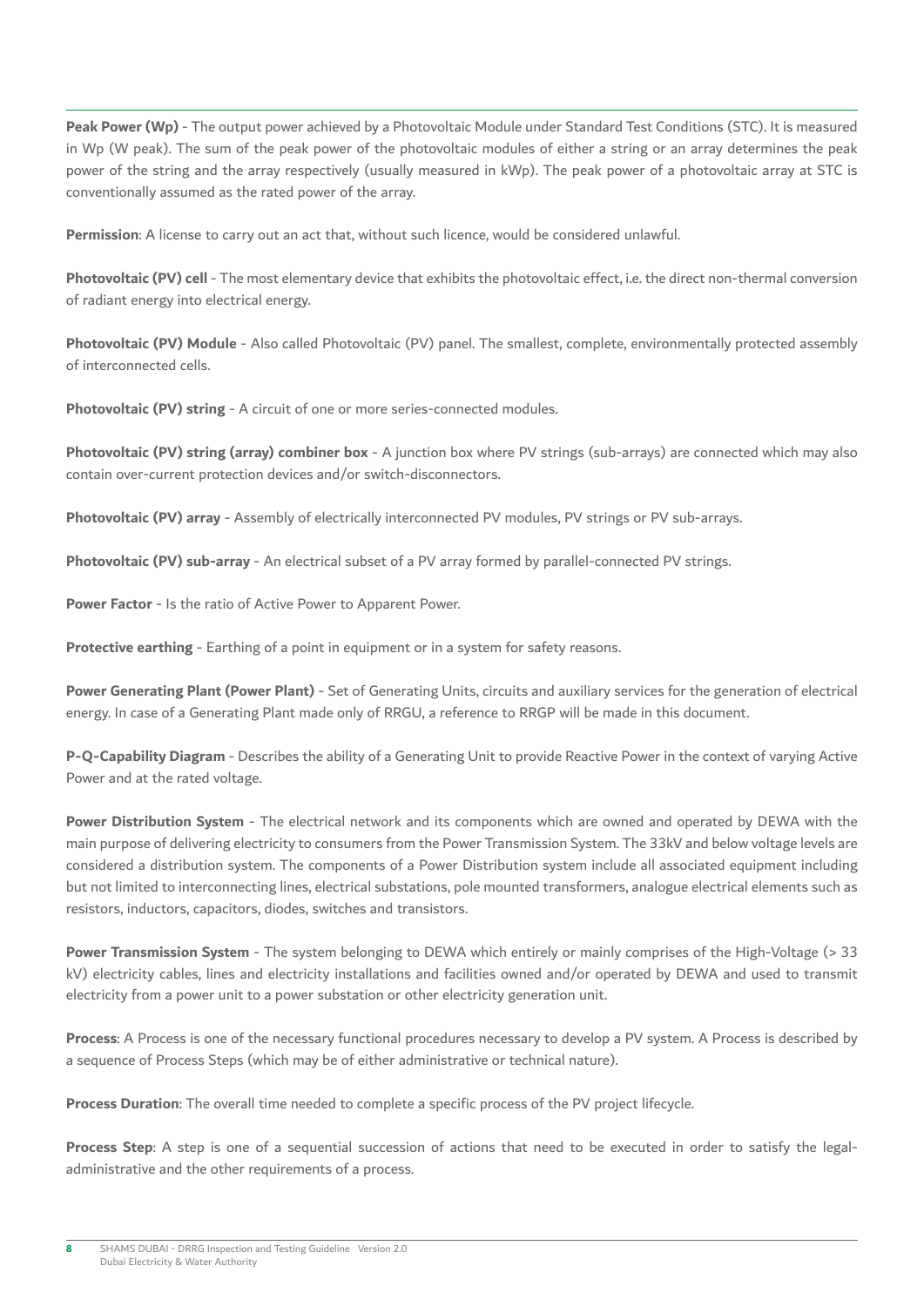**Peak Power (Wp)** - The output power achieved by a Photovoltaic Module under Standard Test Conditions (STC). It is measured in Wp (W peak). The sum of the peak power of the photovoltaic modules of either a string or an array determines the peak power of the string and the array respectively (usually measured in kWp). The peak power of a photovoltaic array at STC is conventionally assumed as the rated power of the array.

**Permission**: A license to carry out an act that, without such licence, would be considered unlawful.

**Photovoltaic (PV) cell** - The most elementary device that exhibits the photovoltaic effect, i.e. the direct non-thermal conversion of radiant energy into electrical energy.

**Photovoltaic (PV) Module** - Also called Photovoltaic (PV) panel. The smallest, complete, environmentally protected assembly of interconnected cells.

**Photovoltaic (PV) string** - A circuit of one or more series-connected modules.

**Photovoltaic (PV) string (array) combiner box** - A junction box where PV strings (sub-arrays) are connected which may also contain over-current protection devices and/or switch-disconnectors.

**Photovoltaic (PV) array** - Assembly of electrically interconnected PV modules, PV strings or PV sub-arrays.

**Photovoltaic (PV) sub-array** - An electrical subset of a PV array formed by parallel-connected PV strings.

**Power Factor** - Is the ratio of Active Power to Apparent Power.

**Protective earthing** - Earthing of a point in equipment or in a system for safety reasons.

**Power Generating Plant (Power Plant)** - Set of Generating Units, circuits and auxiliary services for the generation of electrical energy. In case of a Generating Plant made only of RRGU, a reference to RRGP will be made in this document.

**P-Q-Capability Diagram** - Describes the ability of a Generating Unit to provide Reactive Power in the context of varying Active Power and at the rated voltage.

**Power Distribution System** - The electrical network and its components which are owned and operated by DEWA with the main purpose of delivering electricity to consumers from the Power Transmission System. The 33kV and below voltage levels are considered a distribution system. The components of a Power Distribution system include all associated equipment including but not limited to interconnecting lines, electrical substations, pole mounted transformers, analogue electrical elements such as resistors, inductors, capacitors, diodes, switches and transistors.

**Power Transmission System** - The system belonging to DEWA which entirely or mainly comprises of the High-Voltage (> 33 kV) electricity cables, lines and electricity installations and facilities owned and/or operated by DEWA and used to transmit electricity from a power unit to a power substation or other electricity generation unit.

**Process**: A Process is one of the necessary functional procedures necessary to develop a PV system. A Process is described by a sequence of Process Steps (which may be of either administrative or technical nature).

**Process Duration**: The overall time needed to complete a specific process of the PV project lifecycle.

**Process Step**: A step is one of a sequential succession of actions that need to be executed in order to satisfy the legal-administrative and the other requirements of a process.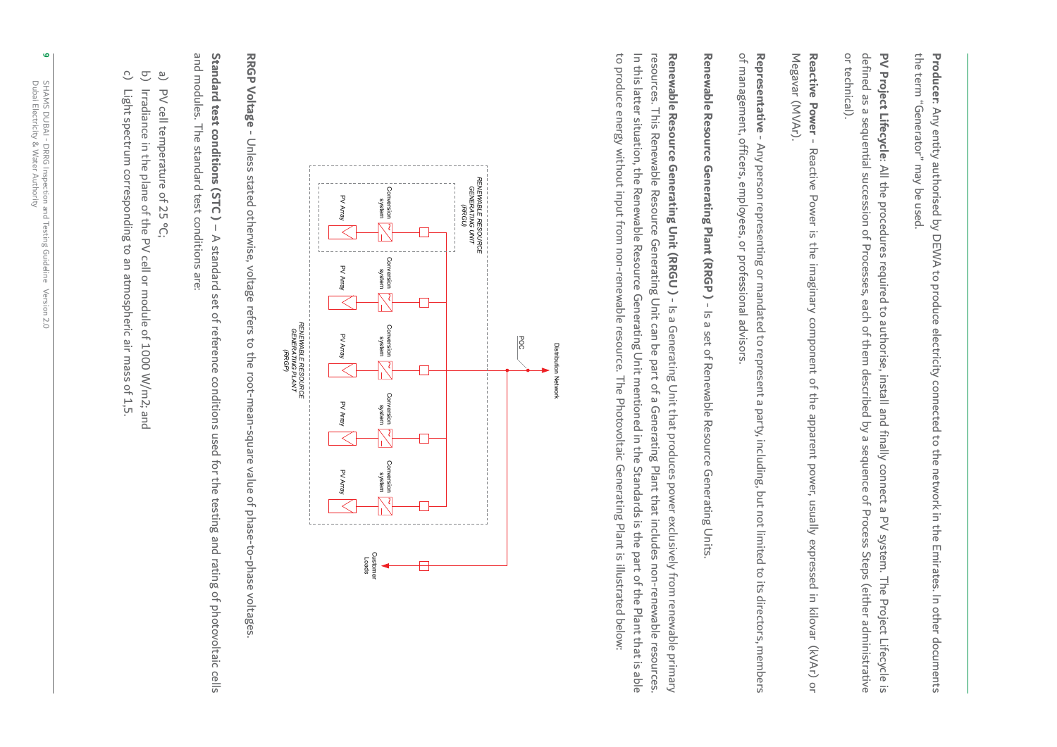**Producer**: Any entity authorised by DEWA to produce electricity connected to the network in the Emirates. In other documents the term "Generator" may be used.

**PV Project Lifecycle**: All the procedures required to authorise, install and finally connect a PV system. The Project Lifecycle is defined as a sequential succession of Processes, each of them described by a sequence of Process Steps (either administrative or technical).

**Reactive Power** – Reactive Power is the imaginary component of the apparent power, usually expressed in kilovar (kVAr) or Megavar (MVAr).

**Representative** - Any person representing or mandated to represent a party, including, but not limited to its directors, members of management, officers, employees, or professional advisors.

**Renewable Resource Generating Plant (RRGP )** - Is a set of Renewable Resource Generating Units.

**Renewable Resource Generating Unit (RRGU )** - Is a Generating Unit that produces power exclusively from renewable primary resources. This Renewable Resource Generating Unit can be part of a Generating Plant that includes non-renewable resources. In this latter situation, the Renewable Resource Generating Unit mentioned in the Standards is the part of the Plant that is able to produce energy without input from non-renewable resource. The Photovoltaic Generating Plant is illustrated below:

**RRGP Voltage** - Unless stated otherwise, voltage refers to the root-mean-square value of phase-to-phase voltages.

**Standard test conditions (STC )** – A standard set of reference conditions used for the testing and rating of photovoltaic cells and modules. The standard test conditions are:

a) PV cell temperature of 25 °C;

b) Irradiance in the plane of the PV cell or module of 1000 W/m2; and

c) Light spectrum corresponding to an atmospheric air mass of 1,5.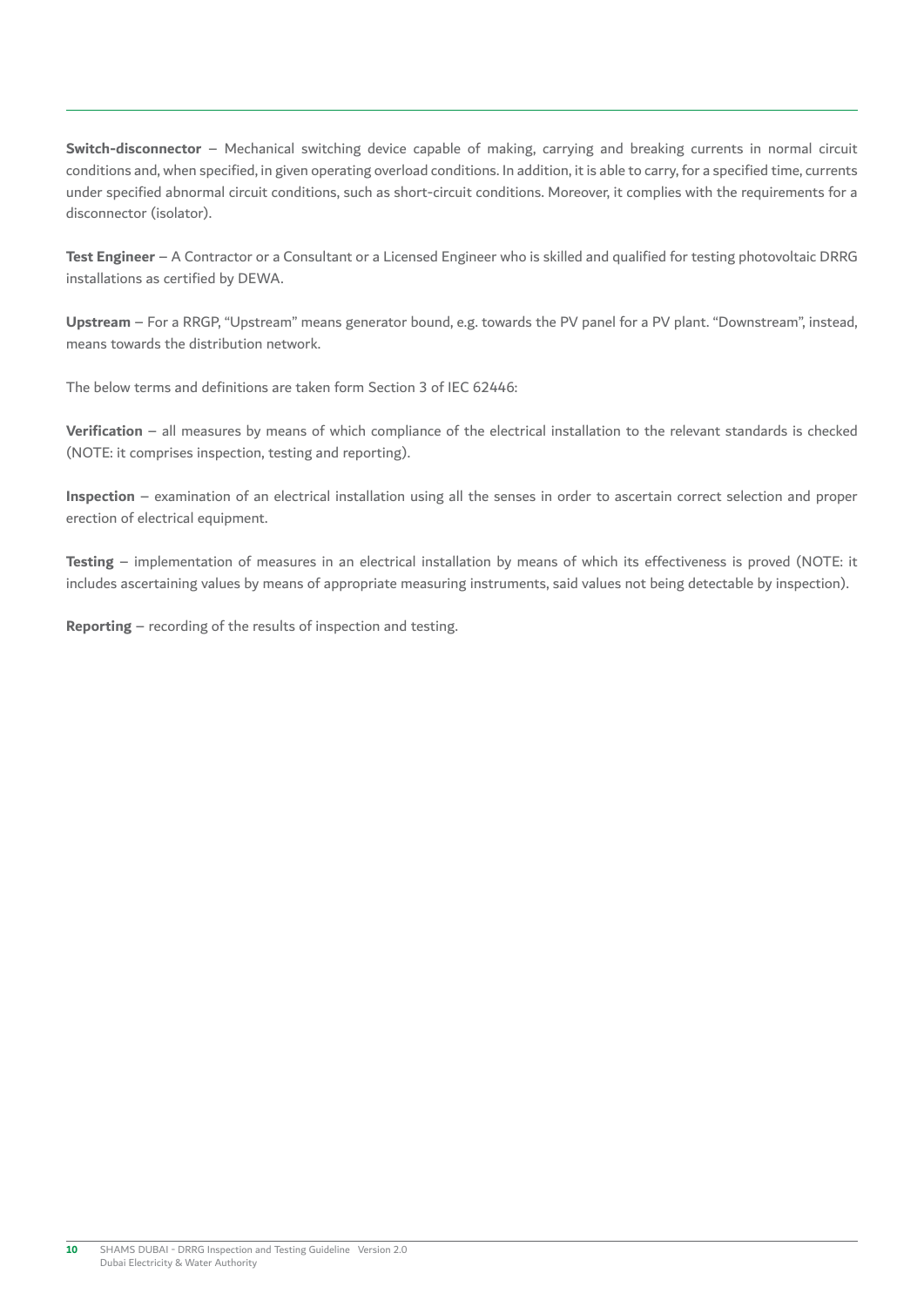**Switch-disconnector** – Mechanical switching device capable of making, carrying and breaking currents in normal circuit conditions and, when specified, in given operating overload conditions. In addition, it is able to carry, for a specified time, currents under specified abnormal circuit conditions, such as short-circuit conditions. Moreover, it complies with the requirements for a disconnector (isolator).

**Test Engineer** – A Contractor or a Consultant or a Licensed Engineer who is skilled and qualified for testing photovoltaic DRRG installations as certified by DEWA.

**Upstream** – For a RRGP, "Upstream" means generator bound, e.g. towards the PV panel for a PV plant. "Downstream", instead, means towards the distribution network.

The below terms and definitions are taken form Section 3 of IEC 62446:

**Verification** – all measures by means of which compliance of the electrical installation to the relevant standards is checked (NOTE: it comprises inspection, testing and reporting).

**Inspection** – examination of an electrical installation using all the senses in order to ascertain correct selection and proper erection of electrical equipment.

**Testing** – implementation of measures in an electrical installation by means of which its effectiveness is proved (NOTE: it includes ascertaining values by means of appropriate measuring instruments, said values not being detectable by inspection).

**Reporting** – recording of the results of inspection and testing.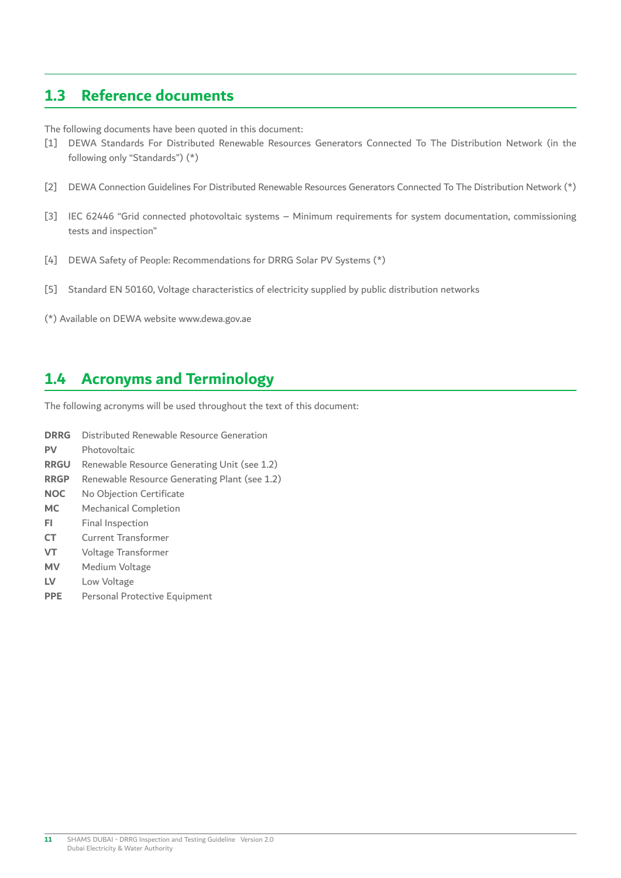## 1.3 Reference documents

The following documents have been quoted in this document:

[1] DEWA Standards For Distributed Renewable Resources Generators Connected To The Distribution Network (in the following only "Standards") (*)

[2] DEWA Connection Guidelines For Distributed Renewable Resources Generators Connected To The Distribution Network (*)

[3] IEC 62446 "Grid connected photovoltaic systems – Minimum requirements for system documentation, commissioning tests and inspection"

[4] DEWA Safety of People: Recommendations for DRRG Solar PV Systems (*)

[5] Standard EN 50160, Voltage characteristics of electricity supplied by public distribution networks

(*) Available on DEWA website www.dewa.gov.ae

## 1.4 Acronyms and Terminology

The following acronyms will be used throughout the text of this document:

**DRRG** Distributed Renewable Resource Generation
**PV** Photovoltaic
**RRGU** Renewable Resource Generating Unit (see 1.2)
**RRGP** Renewable Resource Generating Plant (see 1.2)
**NOC** No Objection Certificate
**MC** Mechanical Completion
**FI** Final Inspection
**CT** Current Transformer
**VT** Voltage Transformer
**MV** Medium Voltage
**LV** Low Voltage
**PPE** Personal Protective Equipment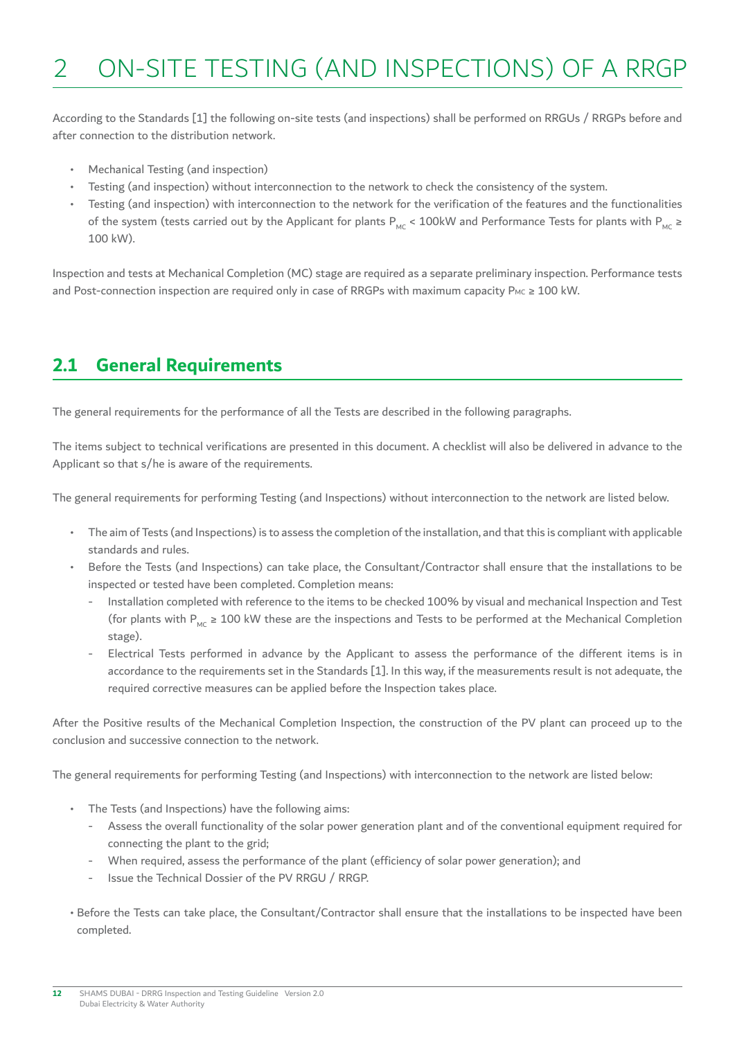# 2 ON-SITE TESTING (AND INSPECTIONS) OF A RRGP

According to the Standards [1] the following on-site tests (and inspections) shall be performed on RRGUs / RRGPs before and after connection to the distribution network.

- Mechanical Testing (and inspection)
- Testing (and inspection) without interconnection to the network to check the consistency of the system.
- Testing (and inspection) with interconnection to the network for the verification of the features and the functionalities of the system (tests carried out by the Applicant for plants $P_{MC}$ < 100kW and Performance Tests for plants with $P_{MC}$ ≥ 100 kW).

Inspection and tests at Mechanical Completion (MC) stage are required as a separate preliminary inspection. Performance tests and Post-connection inspection are required only in case of RRGPs with maximum capacity $P_{MC}$ ≥ 100 kW.

## 2.1 General Requirements

The general requirements for the performance of all the Tests are described in the following paragraphs.

The items subject to technical verifications are presented in this document. A checklist will also be delivered in advance to the Applicant so that s/he is aware of the requirements.

The general requirements for performing Testing (and Inspections) without interconnection to the network are listed below.

- The aim of Tests (and Inspections) is to assess the completion of the installation, and that this is compliant with applicable standards and rules.
- Before the Tests (and Inspections) can take place, the Consultant/Contractor shall ensure that the installations to be inspected or tested have been completed. Completion means:
  - Installation completed with reference to the items to be checked 100% by visual and mechanical Inspection and Test (for plants with $P_{MC}$ ≥ 100 kW these are the inspections and Tests to be performed at the Mechanical Completion stage).
  - Electrical Tests performed in advance by the Applicant to assess the performance of the different items is in accordance to the requirements set in the Standards [1]. In this way, if the measurements result is not adequate, the required corrective measures can be applied before the Inspection takes place.

After the Positive results of the Mechanical Completion Inspection, the construction of the PV plant can proceed up to the conclusion and successive connection to the network.

The general requirements for performing Testing (and Inspections) with interconnection to the network are listed below:

- The Tests (and Inspections) have the following aims:
  - Assess the overall functionality of the solar power generation plant and of the conventional equipment required for connecting the plant to the grid;
  - When required, assess the performance of the plant (efficiency of solar power generation); and
  - Issue the Technical Dossier of the PV RRGU / RRGP.
- Before the Tests can take place, the Consultant/Contractor shall ensure that the installations to be inspected have been completed.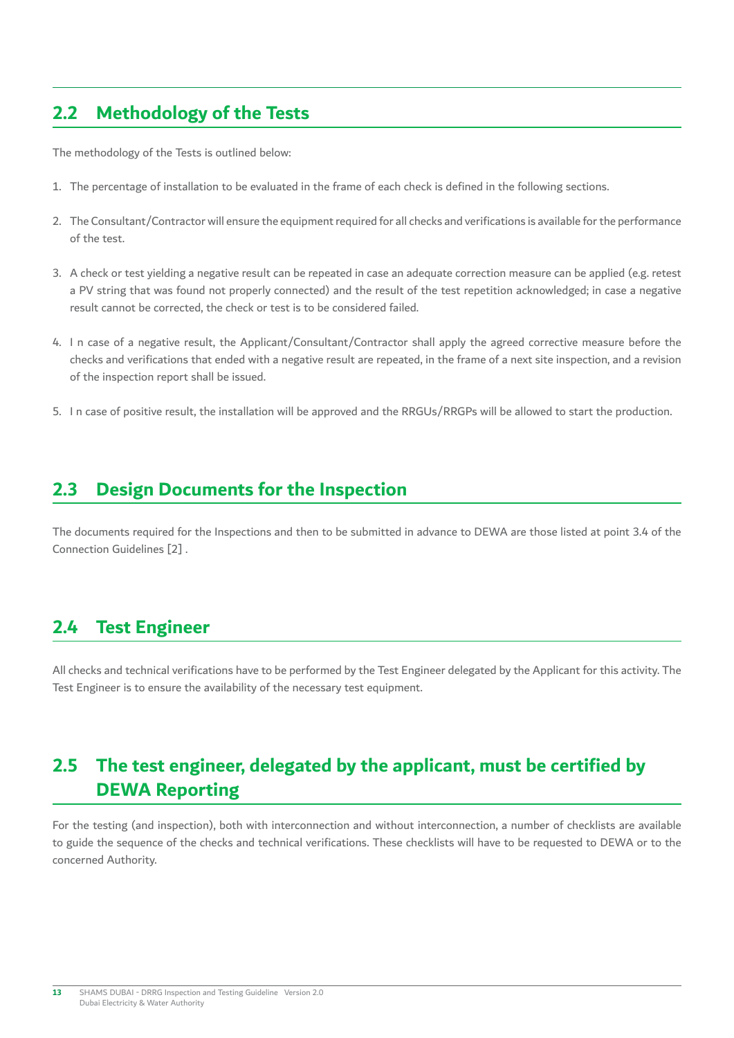## 2.2 Methodology of the Tests

The methodology of the Tests is outlined below:

1. The percentage of installation to be evaluated in the frame of each check is defined in the following sections.
2. The Consultant/Contractor will ensure the equipment required for all checks and verifications is available for the performance of the test.
3. A check or test yielding a negative result can be repeated in case an adequate correction measure can be applied (e.g. retest a PV string that was found not properly connected) and the result of the test repetition acknowledged; in case a negative result cannot be corrected, the check or test is to be considered failed.
4. In case of a negative result, the Applicant/Consultant/Contractor shall apply the agreed corrective measure before the checks and verifications that ended with a negative result are repeated, in the frame of a next site inspection, and a revision of the inspection report shall be issued.
5. In case of positive result, the installation will be approved and the RRGUs/RRGPs will be allowed to start the production.

## 2.3 Design Documents for the Inspection

The documents required for the Inspections and then to be submitted in advance to DEWA are those listed at point 3.4 of the Connection Guidelines [2] .

## 2.4 Test Engineer

All checks and technical verifications have to be performed by the Test Engineer delegated by the Applicant for this activity. The Test Engineer is to ensure the availability of the necessary test equipment.

## 2.5 The test engineer, delegated by the applicant, must be certified by DEWA Reporting

For the testing (and inspection), both with interconnection and without interconnection, a number of checklists are available to guide the sequence of the checks and technical verifications. These checklists will have to be requested to DEWA or to the concerned Authority.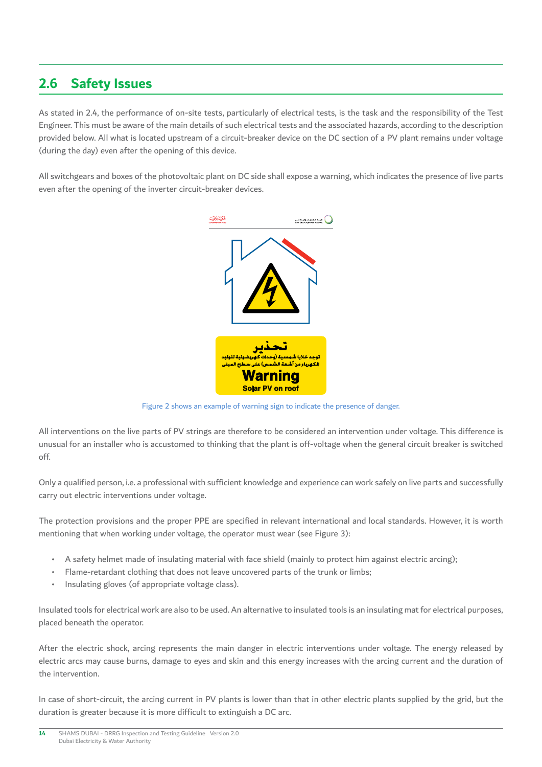## 2.6 Safety Issues

As stated in 2.4, the performance of on-site tests, particularly of electrical tests, is the task and the responsibility of the Test Engineer. This must be aware of the main details of such electrical tests and the associated hazards, according to the description provided below. All what is located upstream of a circuit-breaker device on the DC section of a PV plant remains under voltage (during the day) even after the opening of this device.

All switchgears and boxes of the photovoltaic plant on DC side shall expose a warning, which indicates the presence of live parts even after the opening of the inverter circuit-breaker devices.

Figure 2 shows an example of warning sign to indicate the presence of danger.

All interventions on the live parts of PV strings are therefore to be considered an intervention under voltage. This difference is unusual for an installer who is accustomed to thinking that the plant is off-voltage when the general circuit breaker is switched off.

Only a qualified person, i.e. a professional with sufficient knowledge and experience can work safely on live parts and successfully carry out electric interventions under voltage.

The protection provisions and the proper PPE are specified in relevant international and local standards. However, it is worth mentioning that when working under voltage, the operator must wear (see Figure 3):

- A safety helmet made of insulating material with face shield (mainly to protect him against electric arcing);
- Flame-retardant clothing that does not leave uncovered parts of the trunk or limbs;
- Insulating gloves (of appropriate voltage class).

Insulated tools for electrical work are also to be used. An alternative to insulated tools is an insulating mat for electrical purposes, placed beneath the operator.

After the electric shock, arcing represents the main danger in electric interventions under voltage. The energy released by electric arcs may cause burns, damage to eyes and skin and this energy increases with the arcing current and the duration of the intervention.

In case of short-circuit, the arcing current in PV plants is lower than that in other electric plants supplied by the grid, but the duration is greater because it is more difficult to extinguish a DC arc.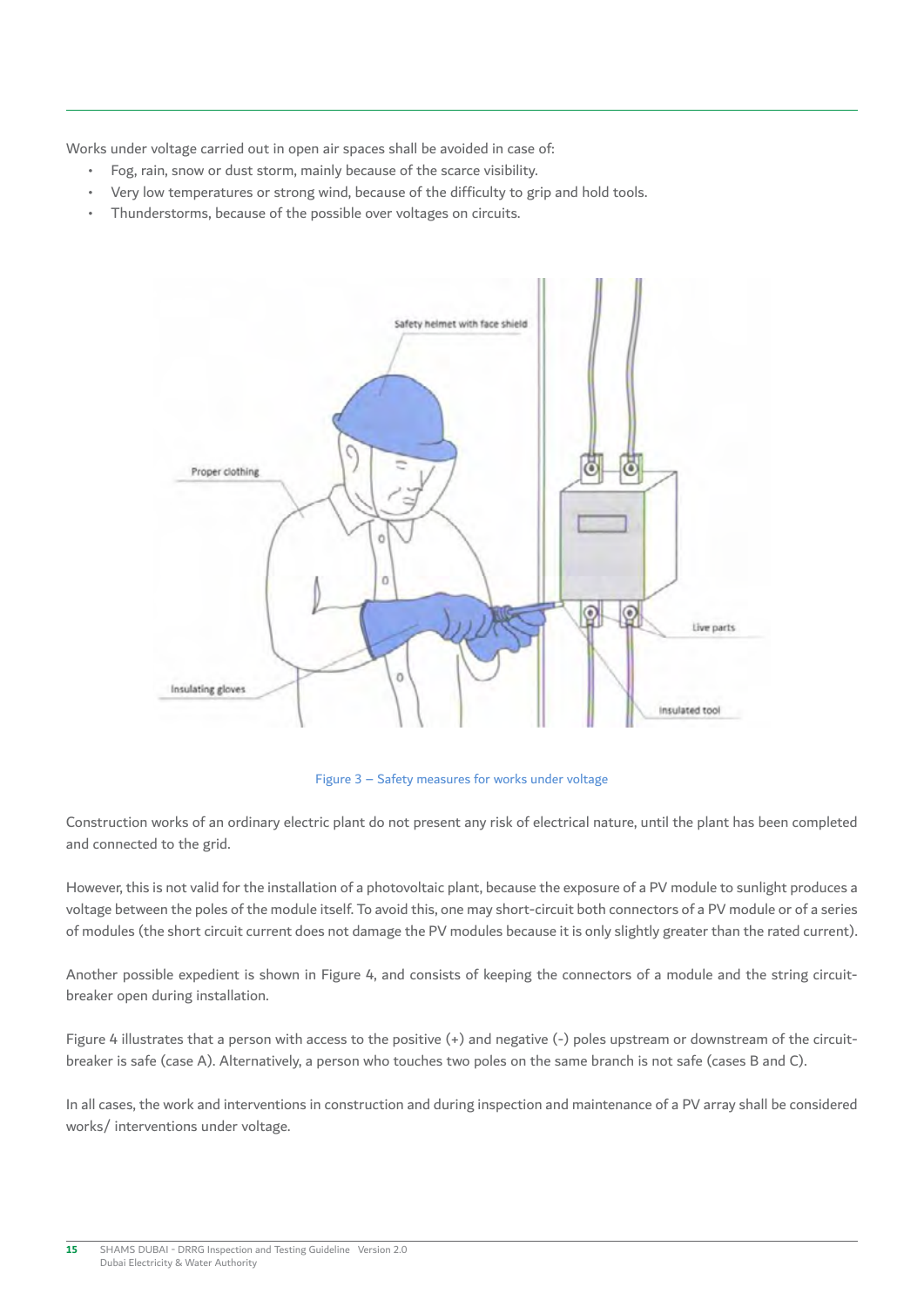Works under voltage carried out in open air spaces shall be avoided in case of:

- Fog, rain, snow or dust storm, mainly because of the scarce visibility.
- Very low temperatures or strong wind, because of the difficulty to grip and hold tools.
- Thunderstorms, because of the possible over voltages on circuits.

Figure 3 – Safety measures for works under voltage

Construction works of an ordinary electric plant do not present any risk of electrical nature, until the plant has been completed and connected to the grid.

However, this is not valid for the installation of a photovoltaic plant, because the exposure of a PV module to sunlight produces a voltage between the poles of the module itself. To avoid this, one may short-circuit both connectors of a PV module or of a series of modules (the short circuit current does not damage the PV modules because it is only slightly greater than the rated current).

Another possible expedient is shown in Figure 4, and consists of keeping the connectors of a module and the string circuit-breaker open during installation.

Figure 4 illustrates that a person with access to the positive (+) and negative (-) poles upstream or downstream of the circuit-breaker is safe (case A). Alternatively, a person who touches two poles on the same branch is not safe (cases B and C).

In all cases, the work and interventions in construction and during inspection and maintenance of a PV array shall be considered works/ interventions under voltage.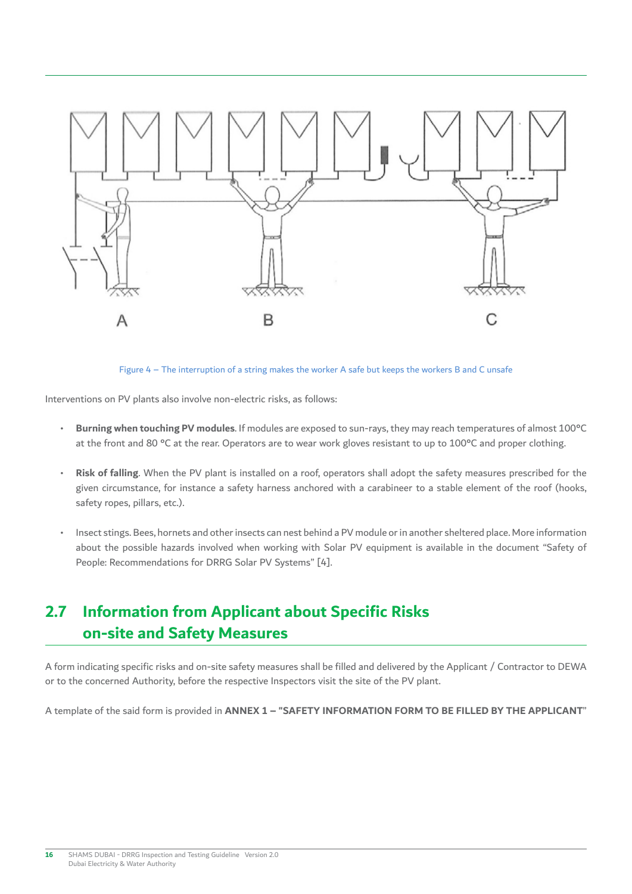Figure 4 – The interruption of a string makes the worker A safe but keeps the workers B and C unsafe

Interventions on PV plants also involve non-electric risks, as follows:

- **Burning when touching PV modules**. If modules are exposed to sun-rays, they may reach temperatures of almost 100°C at the front and 80 °C at the rear. Operators are to wear work gloves resistant to up to 100°C and proper clothing.
- **Risk of falling**. When the PV plant is installed on a roof, operators shall adopt the safety measures prescribed for the given circumstance, for instance a safety harness anchored with a carabineer to a stable element of the roof (hooks, safety ropes, pillars, etc.).
- Insect stings. Bees, hornets and other insects can nest behind a PV module or in another sheltered place. More information about the possible hazards involved when working with Solar PV equipment is available in the document "Safety of People: Recommendations for DRRG Solar PV Systems" [4].

## 2.7 Information from Applicant about Specific Risks on-site and Safety Measures

A form indicating specific risks and on-site safety measures shall be filled and delivered by the Applicant / Contractor to DEWA or to the concerned Authority, before the respective Inspectors visit the site of the PV plant.

A template of the said form is provided in **ANNEX 1 – "SAFETY INFORMATION FORM TO BE FILLED BY THE APPLICANT"**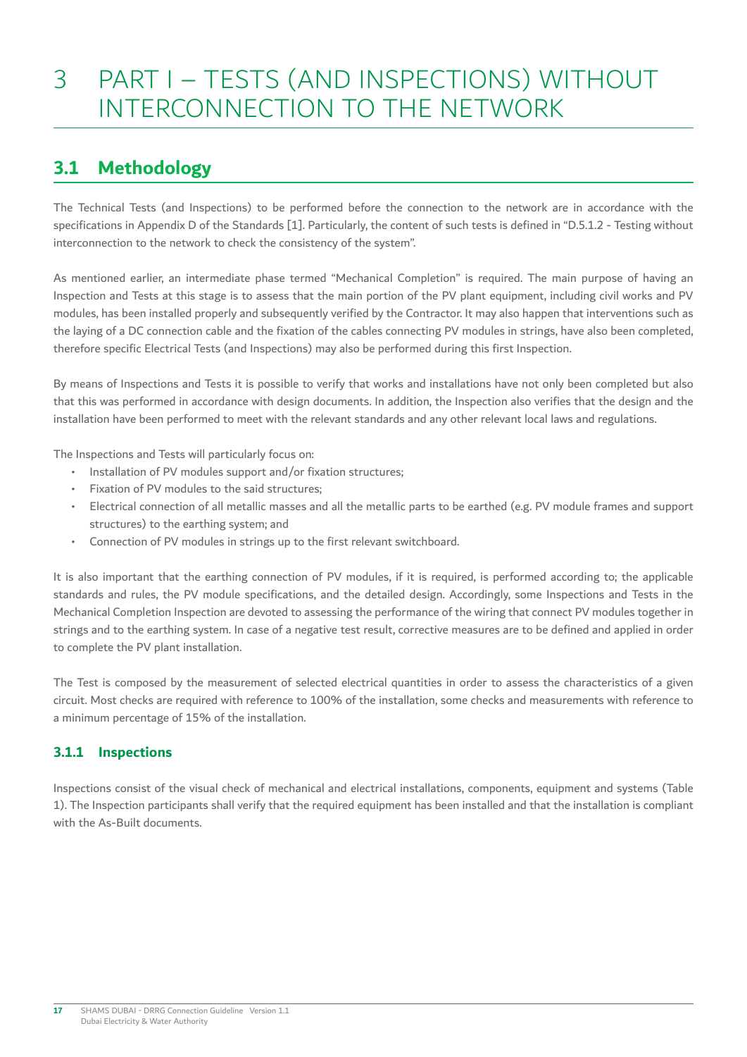# 3 PART I – TESTS (AND INSPECTIONS) WITHOUT INTERCONNECTION TO THE NETWORK

## 3.1 Methodology

The Technical Tests (and Inspections) to be performed before the connection to the network are in accordance with the specifications in Appendix D of the Standards [1]. Particularly, the content of such tests is defined in "D.5.1.2 - Testing without interconnection to the network to check the consistency of the system".

As mentioned earlier, an intermediate phase termed "Mechanical Completion" is required. The main purpose of having an Inspection and Tests at this stage is to assess that the main portion of the PV plant equipment, including civil works and PV modules, has been installed properly and subsequently verified by the Contractor. It may also happen that interventions such as the laying of a DC connection cable and the fixation of the cables connecting PV modules in strings, have also been completed, therefore specific Electrical Tests (and Inspections) may also be performed during this first Inspection.

By means of Inspections and Tests it is possible to verify that works and installations have not only been completed but also that this was performed in accordance with design documents. In addition, the Inspection also verifies that the design and the installation have been performed to meet with the relevant standards and any other relevant local laws and regulations.

The Inspections and Tests will particularly focus on:

- Installation of PV modules support and/or fixation structures;
- Fixation of PV modules to the said structures;
- Electrical connection of all metallic masses and all the metallic parts to be earthed (e.g. PV module frames and support structures) to the earthing system; and
- Connection of PV modules in strings up to the first relevant switchboard.

It is also important that the earthing connection of PV modules, if it is required, is performed according to; the applicable standards and rules, the PV module specifications, and the detailed design. Accordingly, some Inspections and Tests in the Mechanical Completion Inspection are devoted to assessing the performance of the wiring that connect PV modules together in strings and to the earthing system. In case of a negative test result, corrective measures are to be defined and applied in order to complete the PV plant installation.

The Test is composed by the measurement of selected electrical quantities in order to assess the characteristics of a given circuit. Most checks are required with reference to 100% of the installation, some checks and measurements with reference to a minimum percentage of 15% of the installation.

### 3.1.1 Inspections

Inspections consist of the visual check of mechanical and electrical installations, components, equipment and systems (Table 1). The Inspection participants shall verify that the required equipment has been installed and that the installation is compliant with the As-Built documents.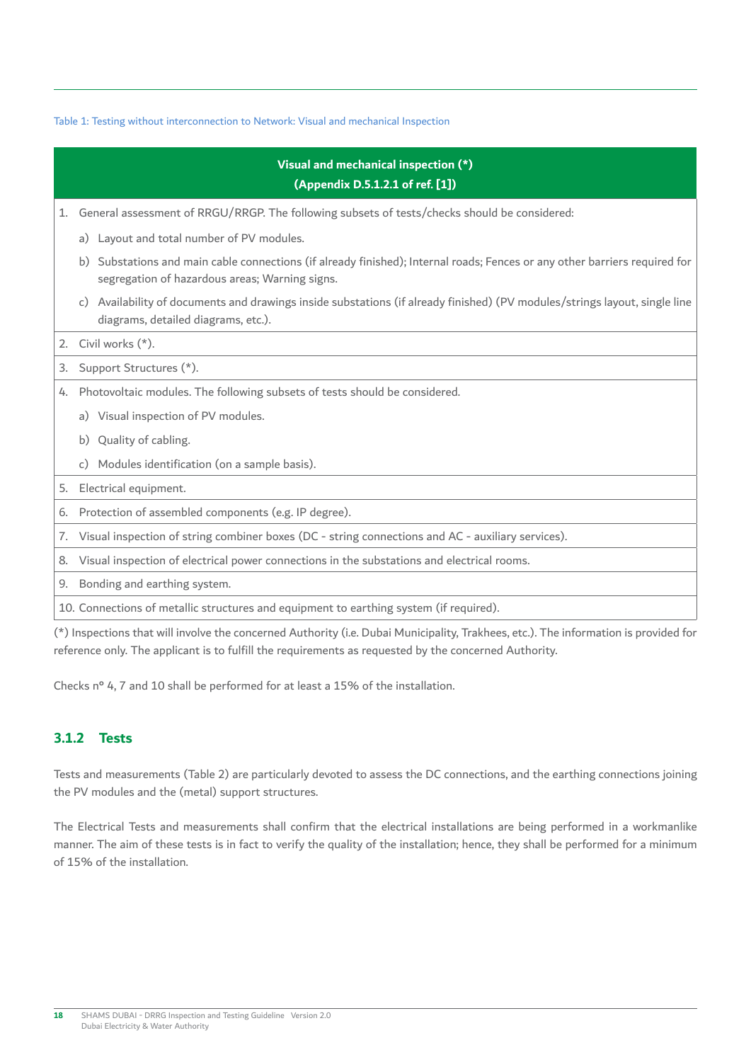Table 1: Testing without interconnection to Network: Visual and mechanical Inspection

| Visual and mechanical inspection (*) (Appendix D.5.1.2.1 of ref. [1]) |
|---|
| 1. General assessment of RRGU/RRGP. The following subsets of tests/checks should be considered:<br>a) Layout and total number of PV modules.<br>b) Substations and main cable connections (if already finished); Internal roads; Fences or any other barriers required for segregation of hazardous areas; Warning signs.<br>c) Availability of documents and drawings inside substations (if already finished) (PV modules/strings layout, single line diagrams, detailed diagrams, etc.). |
| 2. Civil works (*). |
| 3. Support Structures (*). |
| 4. Photovoltaic modules. The following subsets of tests should be considered.<br>a) Visual inspection of PV modules.<br>b) Quality of cabling.<br>c) Modules identification (on a sample basis). |
| 5. Electrical equipment. |
| 6. Protection of assembled components (e.g. IP degree). |
| 7. Visual inspection of string combiner boxes (DC - string connections and AC - auxiliary services). |
| 8. Visual inspection of electrical power connections in the substations and electrical rooms. |
| 9. Bonding and earthing system. |
| 10. Connections of metallic structures and equipment to earthing system (if required). |

(*) Inspections that will involve the concerned Authority (i.e. Dubai Municipality, Trakhees, etc.). The information is provided for reference only. The applicant is to fulfill the requirements as requested by the concerned Authority.

Checks nº 4, 7 and 10 shall be performed for at least a 15% of the installation.

### 3.1.2 Tests

Tests and measurements (Table 2) are particularly devoted to assess the DC connections, and the earthing connections joining the PV modules and the (metal) support structures.

The Electrical Tests and measurements shall confirm that the electrical installations are being performed in a workmanlike manner. The aim of these tests is in fact to verify the quality of the installation; hence, they shall be performed for a minimum of 15% of the installation.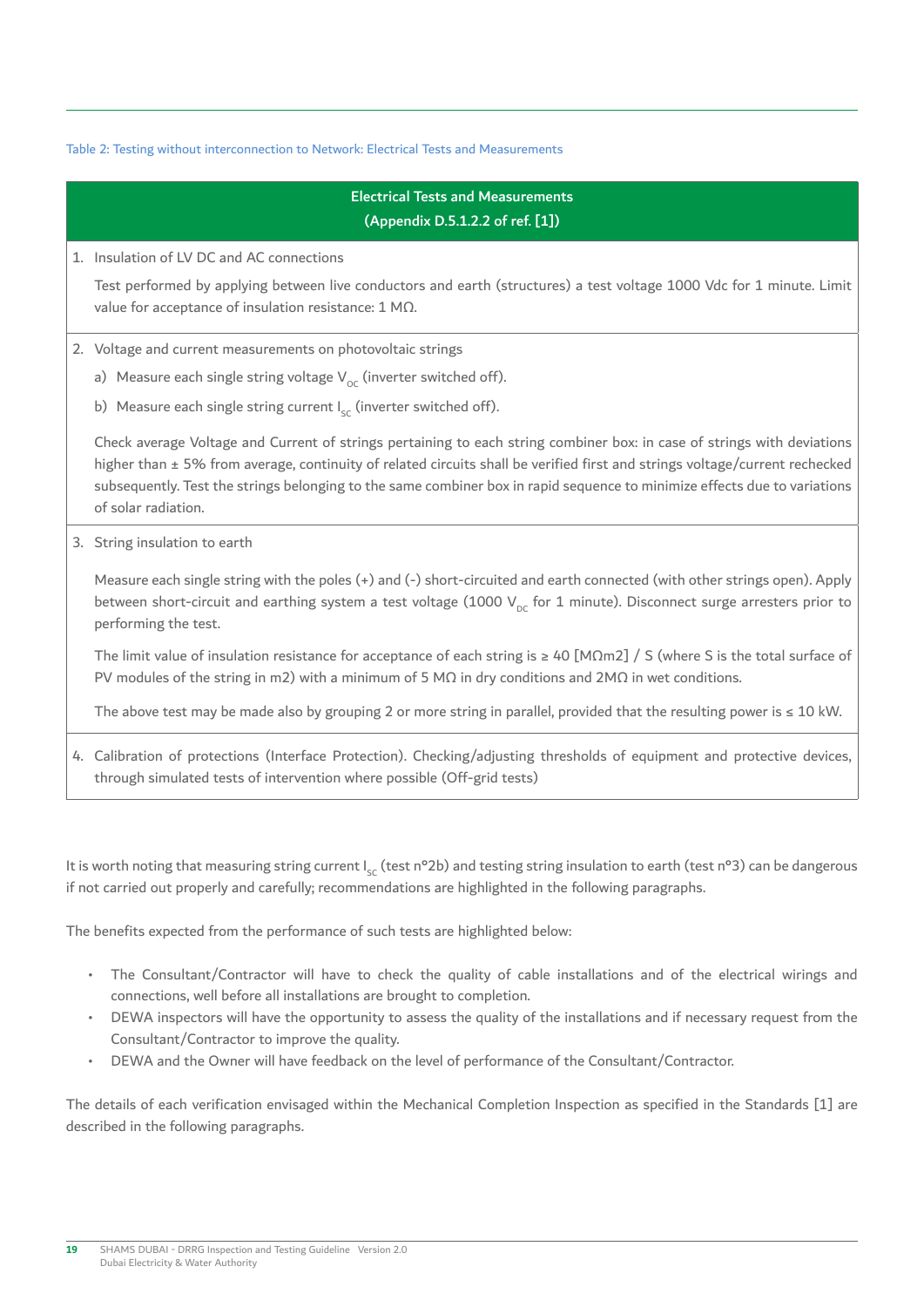Table 2: Testing without interconnection to Network: Electrical Tests and Measurements

| Electrical Tests and Measurements (Appendix D.5.1.2.2 of ref. [1]) |
| --- |
| 1. Insulation of LV DC and AC connections<br><br>Test performed by applying between live conductors and earth (structures) a test voltage 1000 Vdc for 1 minute. Limit value for acceptance of insulation resistance: 1 MΩ. |
| 2. Voltage and current measurements on photovoltaic strings<br><br>a) Measure each single string voltage $V_{OC}$ (inverter switched off).<br><br>b) Measure each single string current $I_{SC}$ (inverter switched off).<br><br>Check average Voltage and Current of strings pertaining to each string combiner box: in case of strings with deviations higher than ± 5% from average, continuity of related circuits shall be verified first and strings voltage/current rechecked subsequently. Test the strings belonging to the same combiner box in rapid sequence to minimize effects due to variations of solar radiation. |
| 3. String insulation to earth<br><br>Measure each single string with the poles (+) and (-) short-circuited and earth connected (with other strings open). Apply between short-circuit and earthing system a test voltage (1000 $V_{DC}$ for 1 minute). Disconnect surge arresters prior to performing the test.<br><br>The limit value of insulation resistance for acceptance of each string is ≥ 40 [MΩm2] / S (where S is the total surface of PV modules of the string in m2) with a minimum of 5 MΩ in dry conditions and 2MΩ in wet conditions.<br><br>The above test may be made also by grouping 2 or more string in parallel, provided that the resulting power is ≤ 10 kW. |
| 4. Calibration of protections (Interface Protection). Checking/adjusting thresholds of equipment and protective devices, through simulated tests of intervention where possible (Off-grid tests) |

It is worth noting that measuring string current $I_{SC}$ (test n°2b) and testing string insulation to earth (test n°3) can be dangerous if not carried out properly and carefully; recommendations are highlighted in the following paragraphs.

The benefits expected from the performance of such tests are highlighted below:

- The Consultant/Contractor will have to check the quality of cable installations and of the electrical wirings and connections, well before all installations are brought to completion.
- DEWA inspectors will have the opportunity to assess the quality of the installations and if necessary request from the Consultant/Contractor to improve the quality.
- DEWA and the Owner will have feedback on the level of performance of the Consultant/Contractor.

The details of each verification envisaged within the Mechanical Completion Inspection as specified in the Standards [1] are described in the following paragraphs.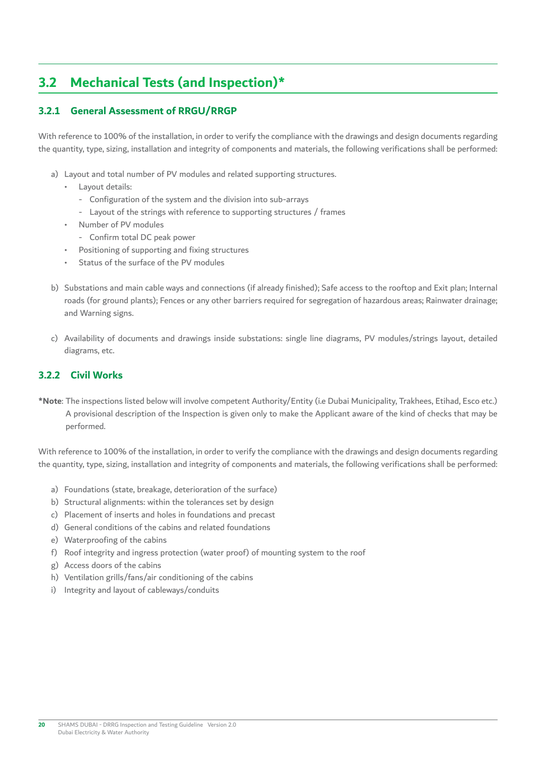## 3.2 Mechanical Tests (and Inspection)*

### 3.2.1 General Assessment of RRGU/RRGP

With reference to 100% of the installation, in order to verify the compliance with the drawings and design documents regarding the quantity, type, sizing, installation and integrity of components and materials, the following verifications shall be performed:

a) Layout and total number of PV modules and related supporting structures.
   - Layout details:
     - Configuration of the system and the division into sub-arrays
     - Layout of the strings with reference to supporting structures / frames
   - Number of PV modules
     - Confirm total DC peak power
   - Positioning of supporting and fixing structures
   - Status of the surface of the PV modules

b) Substations and main cable ways and connections (if already finished); Safe access to the rooftop and Exit plan; Internal roads (for ground plants); Fences or any other barriers required for segregation of hazardous areas; Rainwater drainage; and Warning signs.

c) Availability of documents and drawings inside substations: single line diagrams, PV modules/strings layout, detailed diagrams, etc.

### 3.2.2 Civil Works

**\*Note**: The inspections listed below will involve competent Authority/Entity (i.e Dubai Municipality, Trakhees, Etihad, Esco etc.) A provisional description of the Inspection is given only to make the Applicant aware of the kind of checks that may be performed.

With reference to 100% of the installation, in order to verify the compliance with the drawings and design documents regarding the quantity, type, sizing, installation and integrity of components and materials, the following verifications shall be performed:

a) Foundations (state, breakage, deterioration of the surface)
b) Structural alignments: within the tolerances set by design
c) Placement of inserts and holes in foundations and precast
d) General conditions of the cabins and related foundations
e) Waterproofing of the cabins
f) Roof integrity and ingress protection (water proof) of mounting system to the roof
g) Access doors of the cabins
h) Ventilation grills/fans/air conditioning of the cabins
i) Integrity and layout of cableways/conduits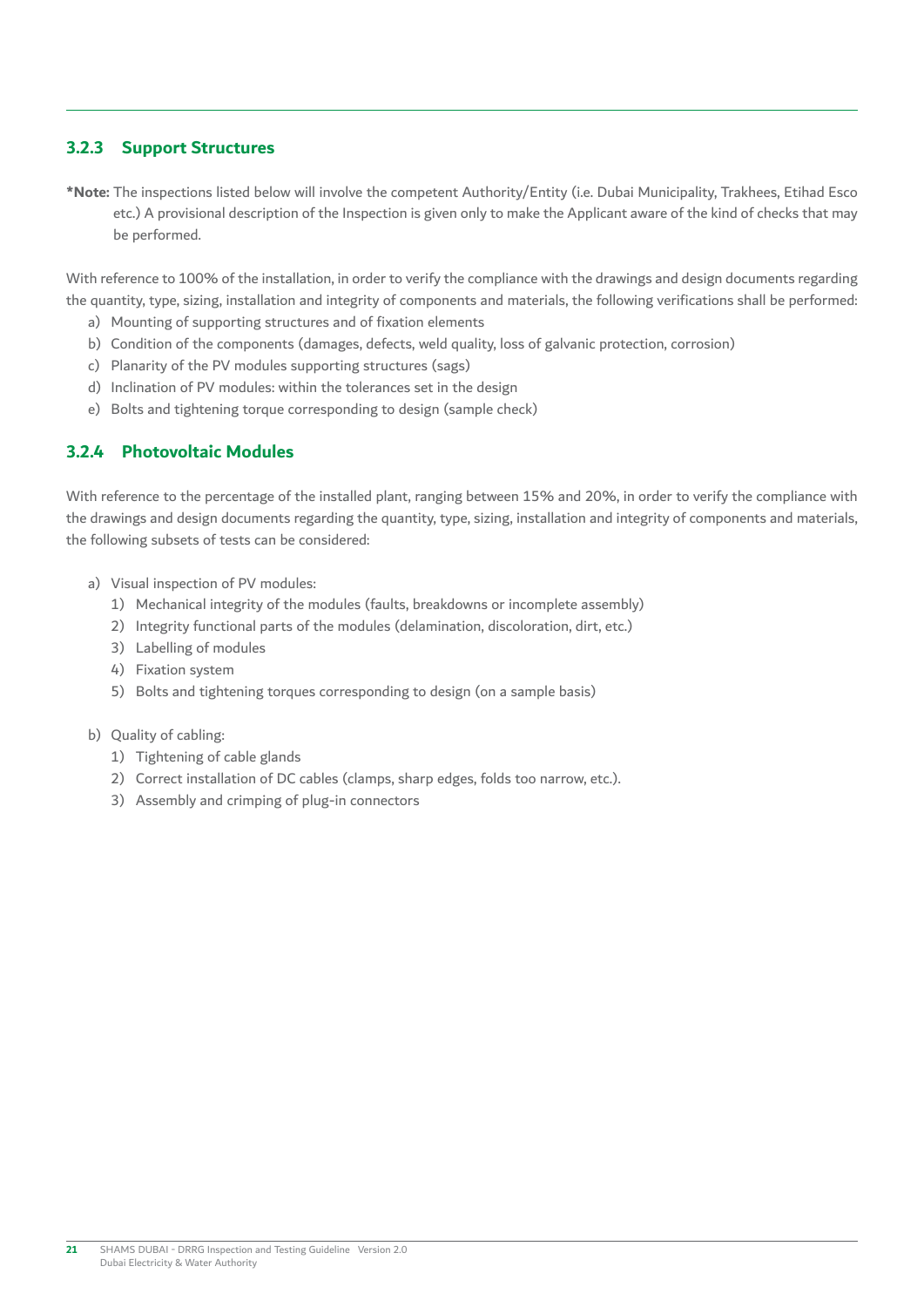### 3.2.3 Support Structures

**\*Note:** The inspections listed below will involve the competent Authority/Entity (i.e. Dubai Municipality, Trakhees, Etihad Esco etc.) A provisional description of the Inspection is given only to make the Applicant aware of the kind of checks that may be performed.

With reference to 100% of the installation, in order to verify the compliance with the drawings and design documents regarding the quantity, type, sizing, installation and integrity of components and materials, the following verifications shall be performed:

a) Mounting of supporting structures and of fixation elements
b) Condition of the components (damages, defects, weld quality, loss of galvanic protection, corrosion)
c) Planarity of the PV modules supporting structures (sags)
d) Inclination of PV modules: within the tolerances set in the design
e) Bolts and tightening torque corresponding to design (sample check)

### 3.2.4 Photovoltaic Modules

With reference to the percentage of the installed plant, ranging between 15% and 20%, in order to verify the compliance with the drawings and design documents regarding the quantity, type, sizing, installation and integrity of components and materials, the following subsets of tests can be considered:

a) Visual inspection of PV modules:
   1) Mechanical integrity of the modules (faults, breakdowns or incomplete assembly)
   2) Integrity functional parts of the modules (delamination, discoloration, dirt, etc.)
   3) Labelling of modules
   4) Fixation system
   5) Bolts and tightening torques corresponding to design (on a sample basis)

b) Quality of cabling:
   1) Tightening of cable glands
   2) Correct installation of DC cables (clamps, sharp edges, folds too narrow, etc.).
   3) Assembly and crimping of plug-in connectors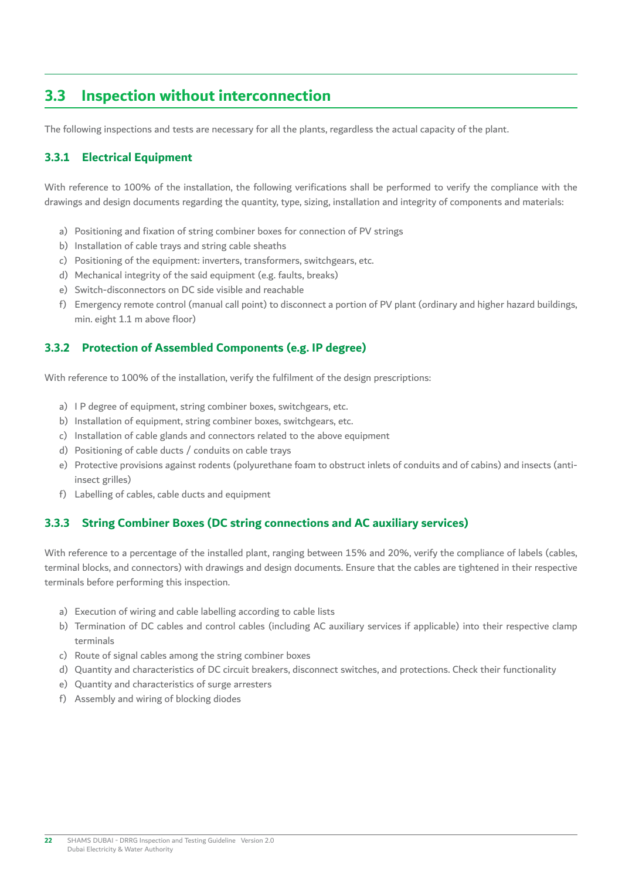## 3.3 Inspection without interconnection

The following inspections and tests are necessary for all the plants, regardless the actual capacity of the plant.

### 3.3.1 Electrical Equipment

With reference to 100% of the installation, the following verifications shall be performed to verify the compliance with the drawings and design documents regarding the quantity, type, sizing, installation and integrity of components and materials:

a) Positioning and fixation of string combiner boxes for connection of PV strings
b) Installation of cable trays and string cable sheaths
c) Positioning of the equipment: inverters, transformers, switchgears, etc.
d) Mechanical integrity of the said equipment (e.g. faults, breaks)
e) Switch-disconnectors on DC side visible and reachable
f) Emergency remote control (manual call point) to disconnect a portion of PV plant (ordinary and higher hazard buildings, min. eight 1.1 m above floor)

### 3.3.2 Protection of Assembled Components (e.g. IP degree)

With reference to 100% of the installation, verify the fulfilment of the design prescriptions:

a) I P degree of equipment, string combiner boxes, switchgears, etc.
b) Installation of equipment, string combiner boxes, switchgears, etc.
c) Installation of cable glands and connectors related to the above equipment
d) Positioning of cable ducts / conduits on cable trays
e) Protective provisions against rodents (polyurethane foam to obstruct inlets of conduits and of cabins) and insects (anti-insect grilles)
f) Labelling of cables, cable ducts and equipment

### 3.3.3 String Combiner Boxes (DC string connections and AC auxiliary services)

With reference to a percentage of the installed plant, ranging between 15% and 20%, verify the compliance of labels (cables, terminal blocks, and connectors) with drawings and design documents. Ensure that the cables are tightened in their respective terminals before performing this inspection.

a) Execution of wiring and cable labelling according to cable lists
b) Termination of DC cables and control cables (including AC auxiliary services if applicable) into their respective clamp terminals
c) Route of signal cables among the string combiner boxes
d) Quantity and characteristics of DC circuit breakers, disconnect switches, and protections. Check their functionality
e) Quantity and characteristics of surge arresters
f) Assembly and wiring of blocking diodes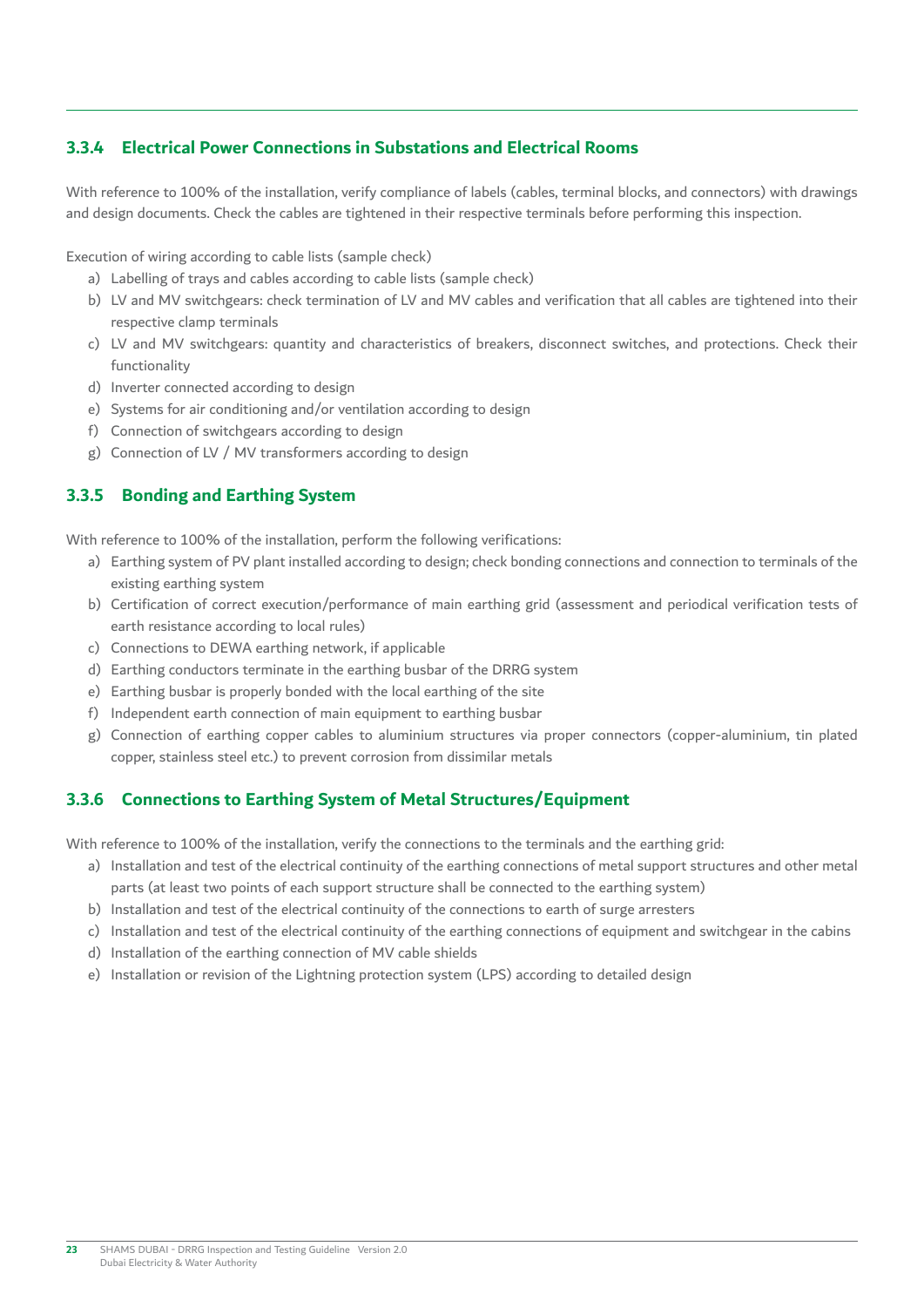### 3.3.4 Electrical Power Connections in Substations and Electrical Rooms

With reference to 100% of the installation, verify compliance of labels (cables, terminal blocks, and connectors) with drawings and design documents. Check the cables are tightened in their respective terminals before performing this inspection.

Execution of wiring according to cable lists (sample check)

a) Labelling of trays and cables according to cable lists (sample check)
b) LV and MV switchgears: check termination of LV and MV cables and verification that all cables are tightened into their respective clamp terminals
c) LV and MV switchgears: quantity and characteristics of breakers, disconnect switches, and protections. Check their functionality
d) Inverter connected according to design
e) Systems for air conditioning and/or ventilation according to design
f) Connection of switchgears according to design
g) Connection of LV / MV transformers according to design

### 3.3.5 Bonding and Earthing System

With reference to 100% of the installation, perform the following verifications:

a) Earthing system of PV plant installed according to design; check bonding connections and connection to terminals of the existing earthing system
b) Certification of correct execution/performance of main earthing grid (assessment and periodical verification tests of earth resistance according to local rules)
c) Connections to DEWA earthing network, if applicable
d) Earthing conductors terminate in the earthing busbar of the DRRG system
e) Earthing busbar is properly bonded with the local earthing of the site
f) Independent earth connection of main equipment to earthing busbar
g) Connection of earthing copper cables to aluminium structures via proper connectors (copper-aluminium, tin plated copper, stainless steel etc.) to prevent corrosion from dissimilar metals

### 3.3.6 Connections to Earthing System of Metal Structures/Equipment

With reference to 100% of the installation, verify the connections to the terminals and the earthing grid:

a) Installation and test of the electrical continuity of the earthing connections of metal support structures and other metal parts (at least two points of each support structure shall be connected to the earthing system)
b) Installation and test of the electrical continuity of the connections to earth of surge arresters
c) Installation and test of the electrical continuity of the earthing connections of equipment and switchgear in the cabins
d) Installation of the earthing connection of MV cable shields
e) Installation or revision of the Lightning protection system (LPS) according to detailed design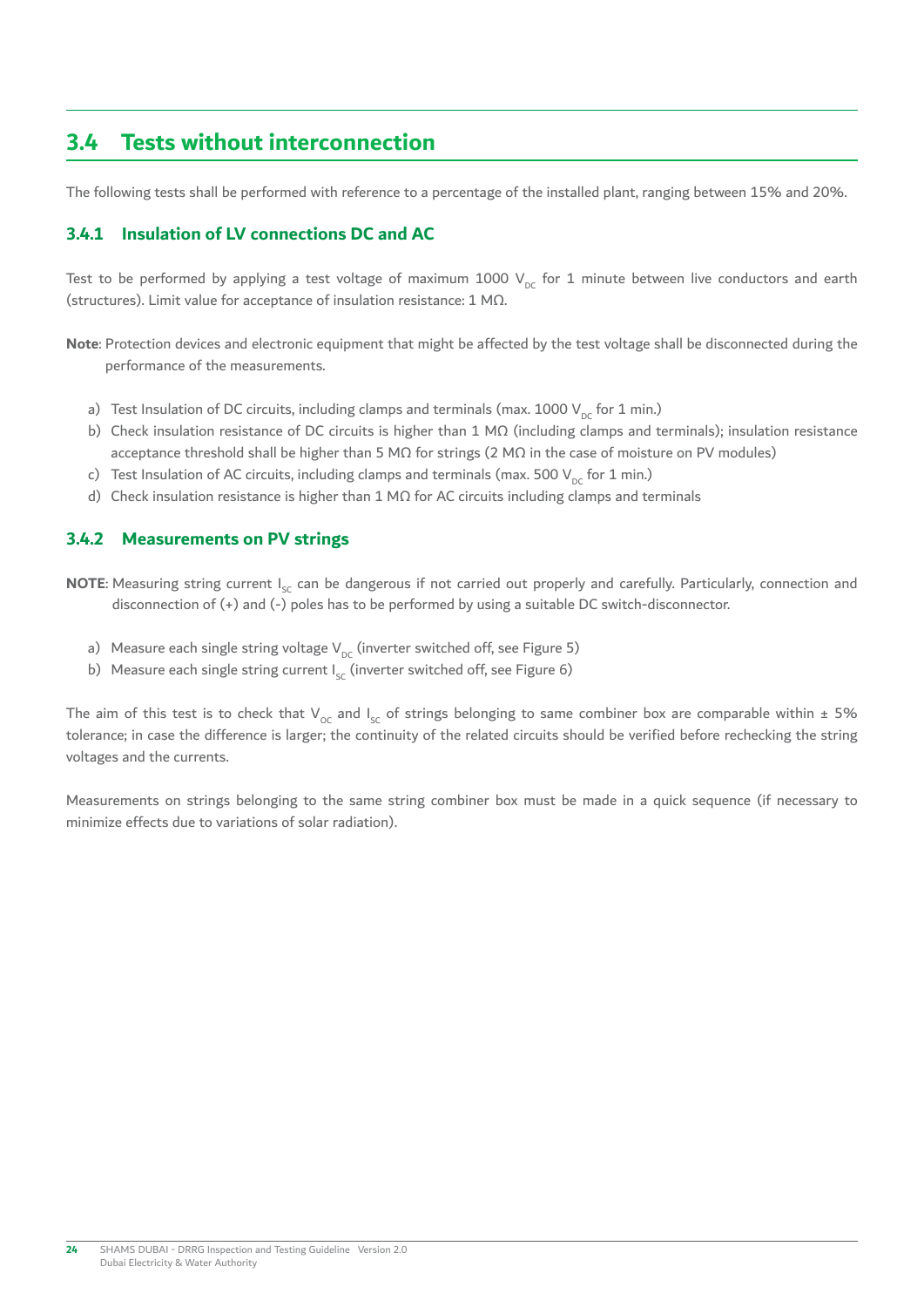## 3.4 Tests without interconnection

The following tests shall be performed with reference to a percentage of the installed plant, ranging between 15% and 20%.

### 3.4.1 Insulation of LV connections DC and AC

Test to be performed by applying a test voltage of maximum 1000 $V_{DC}$ for 1 minute between live conductors and earth (structures). Limit value for acceptance of insulation resistance: 1 MΩ.

**Note**: Protection devices and electronic equipment that might be affected by the test voltage shall be disconnected during the performance of the measurements.

a) Test Insulation of DC circuits, including clamps and terminals (max. 1000 $V_{DC}$ for 1 min.)
b) Check insulation resistance of DC circuits is higher than 1 MΩ (including clamps and terminals); insulation resistance acceptance threshold shall be higher than 5 MΩ for strings (2 MΩ in the case of moisture on PV modules)
c) Test Insulation of AC circuits, including clamps and terminals (max. 500 $V_{DC}$ for 1 min.)
d) Check insulation resistance is higher than 1 MΩ for AC circuits including clamps and terminals

### 3.4.2 Measurements on PV strings

**NOTE**: Measuring string current $I_{SC}$ can be dangerous if not carried out properly and carefully. Particularly, connection and disconnection of (+) and (-) poles has to be performed by using a suitable DC switch-disconnector.

a) Measure each single string voltage $V_{DC}$ (inverter switched off, see Figure 5)
b) Measure each single string current $I_{SC}$ (inverter switched off, see Figure 6)

The aim of this test is to check that $V_{OC}$ and $I_{SC}$ of strings belonging to same combiner box are comparable within ± 5% tolerance; in case the difference is larger; the continuity of the related circuits should be verified before rechecking the string voltages and the currents.

Measurements on strings belonging to the same string combiner box must be made in a quick sequence (if necessary to minimize effects due to variations of solar radiation).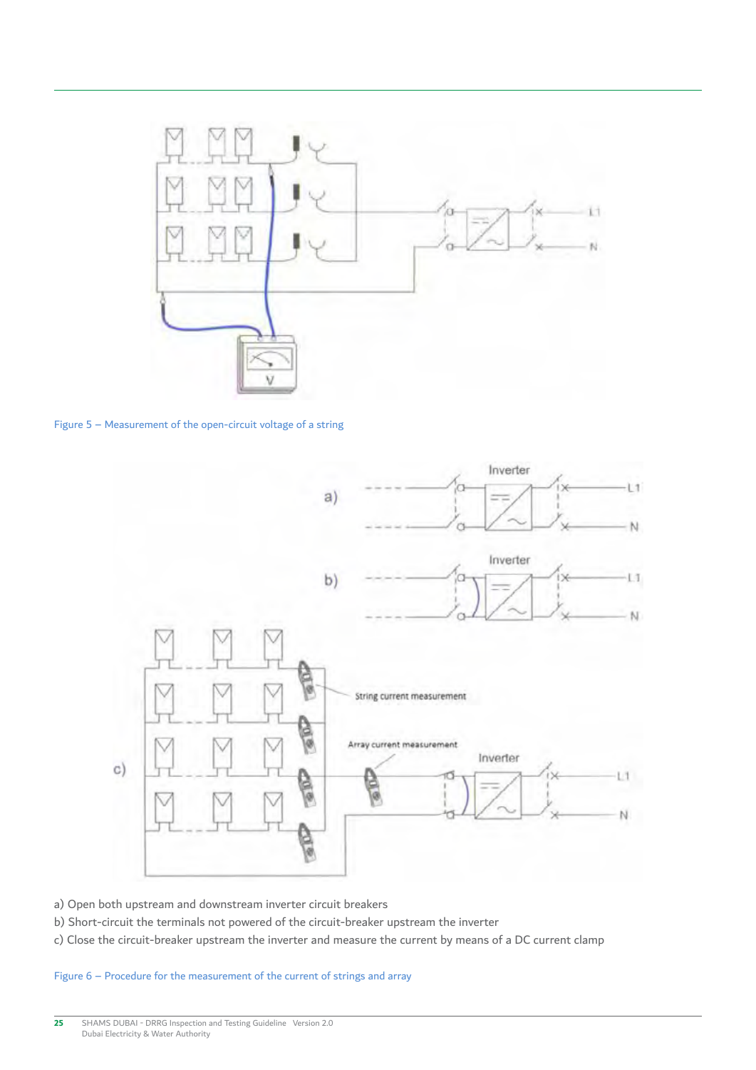Figure 5 – Measurement of the open-circuit voltage of a string

a) Open both upstream and downstream inverter circuit breakers

b) Short-circuit the terminals not powered of the circuit-breaker upstream the inverter

c) Close the circuit-breaker upstream the inverter and measure the current by means of a DC current clamp

Figure 6 – Procedure for the measurement of the current of strings and array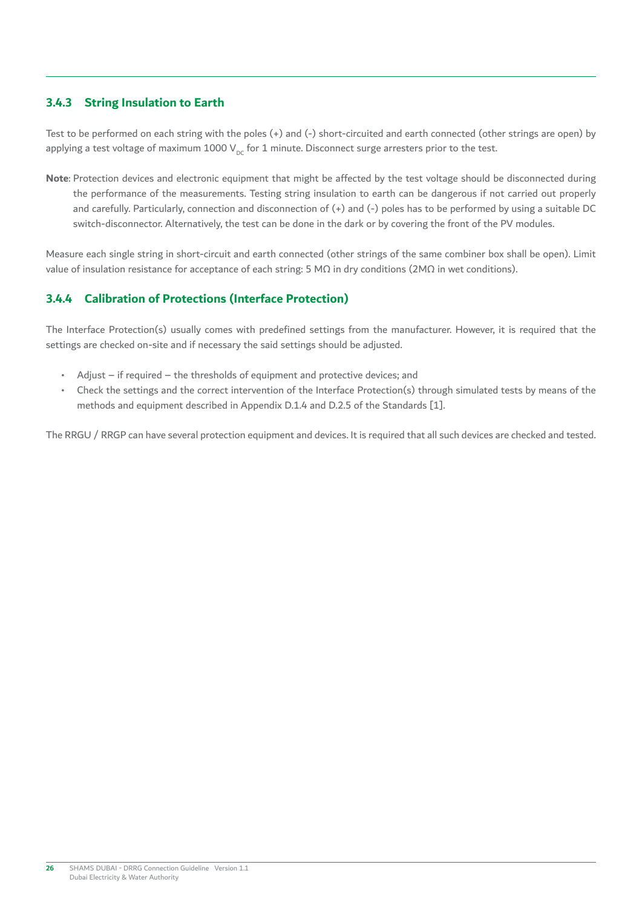### 3.4.3 String Insulation to Earth

Test to be performed on each string with the poles (+) and (-) short-circuited and earth connected (other strings are open) by applying a test voltage of maximum 1000 $V_{DC}$ for 1 minute. Disconnect surge arresters prior to the test.

**Note**: Protection devices and electronic equipment that might be affected by the test voltage should be disconnected during the performance of the measurements. Testing string insulation to earth can be dangerous if not carried out properly and carefully. Particularly, connection and disconnection of (+) and (-) poles has to be performed by using a suitable DC switch-disconnector. Alternatively, the test can be done in the dark or by covering the front of the PV modules.

Measure each single string in short-circuit and earth connected (other strings of the same combiner box shall be open). Limit value of insulation resistance for acceptance of each string: 5 MΩ in dry conditions (2MΩ in wet conditions).

### 3.4.4 Calibration of Protections (Interface Protection)

The Interface Protection(s) usually comes with predefined settings from the manufacturer. However, it is required that the settings are checked on-site and if necessary the said settings should be adjusted.

- Adjust – if required – the thresholds of equipment and protective devices; and
- Check the settings and the correct intervention of the Interface Protection(s) through simulated tests by means of the methods and equipment described in Appendix D.1.4 and D.2.5 of the Standards [1].

The RRGU / RRGP can have several protection equipment and devices. It is required that all such devices are checked and tested.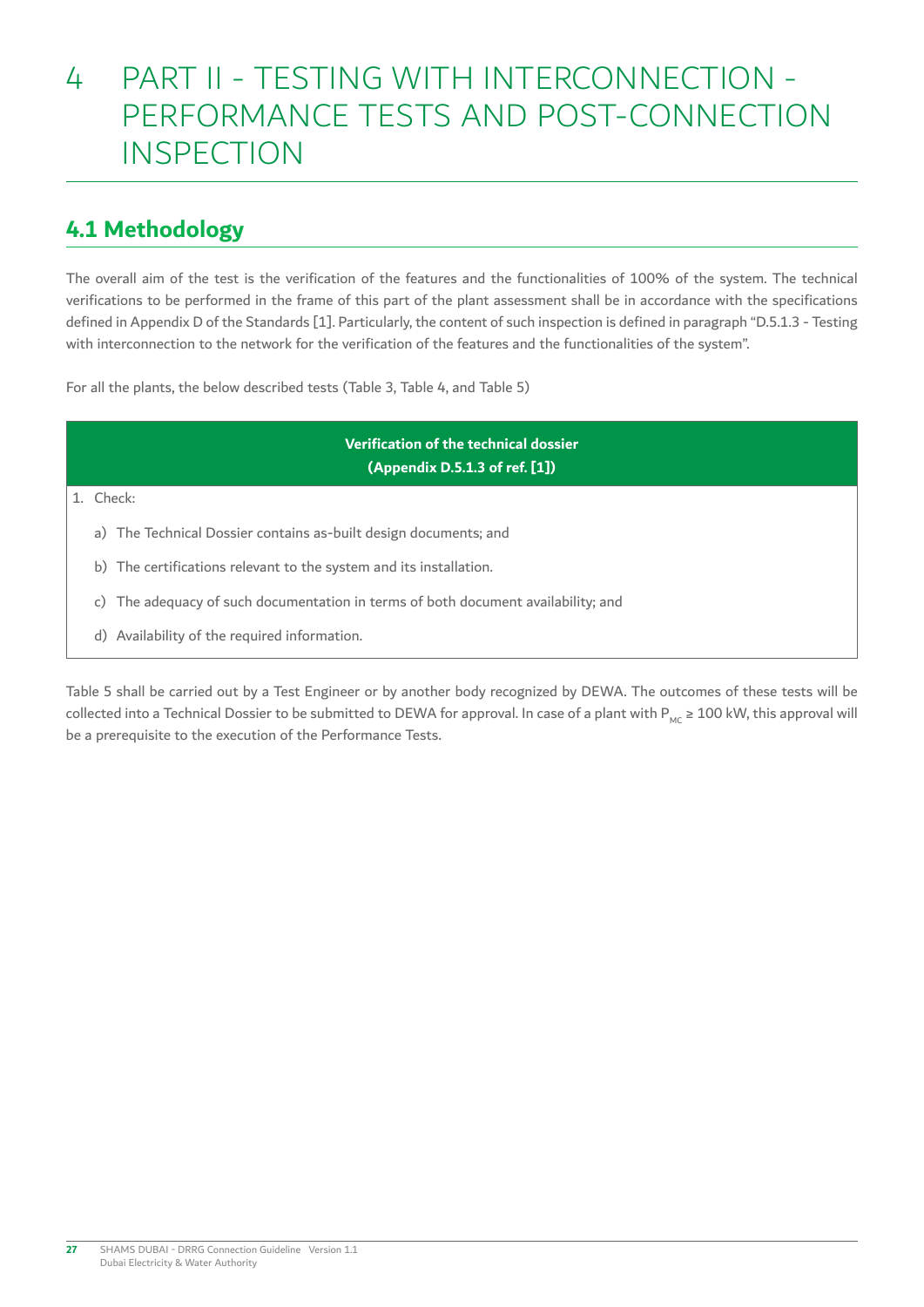# 4 PART II - TESTING WITH INTERCONNECTION - PERFORMANCE TESTS AND POST-CONNECTION INSPECTION

## 4.1 Methodology

The overall aim of the test is the verification of the features and the functionalities of 100% of the system. The technical verifications to be performed in the frame of this part of the plant assessment shall be in accordance with the specifications defined in Appendix D of the Standards [1]. Particularly, the content of such inspection is defined in paragraph "D.5.1.3 - Testing with interconnection to the network for the verification of the features and the functionalities of the system".

For all the plants, the below described tests (Table 3, Table 4, and Table 5)

| Verification of the technical dossier (Appendix D.5.1.3 of ref. [1]) |
|---|
| 1. Check:<br>a) The Technical Dossier contains as-built design documents; and<br>b) The certifications relevant to the system and its installation.<br>c) The adequacy of such documentation in terms of both document availability; and<br>d) Availability of the required information. |

Table 5 shall be carried out by a Test Engineer or by another body recognized by DEWA. The outcomes of these tests will be collected into a Technical Dossier to be submitted to DEWA for approval. In case of a plant with $P_{MC} \geq 100$ kW, this approval will be a prerequisite to the execution of the Performance Tests.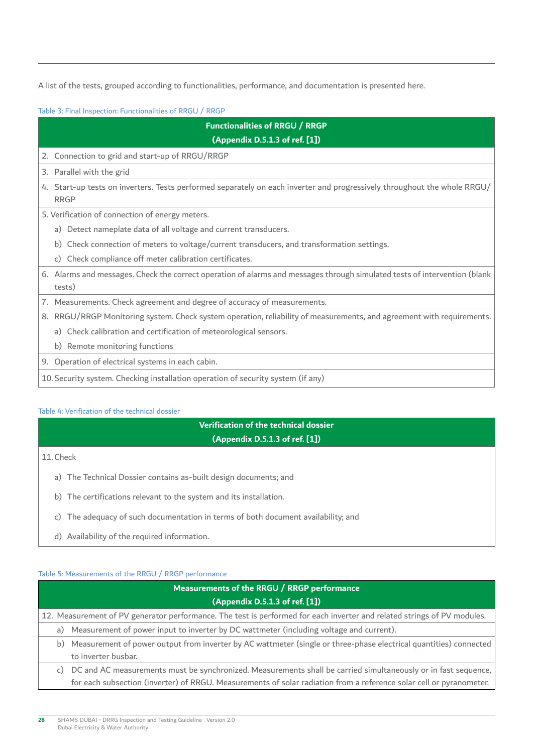A list of the tests, grouped according to functionalities, performance, and documentation is presented here.

Table 3: Final Inspection: Functionalities of RRGU / RRGP

| Functionalities of RRGU / RRGP (Appendix D.5.1.3 of ref. [1]) |
|---|
| 2. Connection to grid and start-up of RRGU/RRGP |
| 3. Parallel with the grid |
| 4. Start-up tests on inverters. Tests performed separately on each inverter and progressively throughout the whole RRGU/RRGP |
| 5. Verification of connection of energy meters.<br>a) Detect nameplate data of all voltage and current transducers.<br>b) Check connection of meters to voltage/current transducers, and transformation settings.<br>c) Check compliance off meter calibration certificates. |
| 6. Alarms and messages. Check the correct operation of alarms and messages through simulated tests of intervention (blank tests) |
| 7. Measurements. Check agreement and degree of accuracy of measurements. |
| 8. RRGU/RRGP Monitoring system. Check system operation, reliability of measurements, and agreement with requirements.<br>a) Check calibration and certification of meteorological sensors.<br>b) Remote monitoring functions |
| 9. Operation of electrical systems in each cabin. |
| 10. Security system. Checking installation operation of security system (if any) |

Table 4: Verification of the technical dossier

| Verification of the technical dossier (Appendix D.5.1.3 of ref. [1]) |
|---|
| 11. Check<br>a) The Technical Dossier contains as-built design documents; and<br>b) The certifications relevant to the system and its installation.<br>c) The adequacy of such documentation in terms of both document availability; and<br>d) Availability of the required information. |

Table 5: Measurements of the RRGU / RRGP performance

| Measurements of the RRGU / RRGP performance (Appendix D.5.1.3 of ref. [1]) |
|---|
| 12. Measurement of PV generator performance. The test is performed for each inverter and related strings of PV modules. |
| a) Measurement of power input to inverter by DC wattmeter (including voltage and current). |
| b) Measurement of power output from inverter by AC wattmeter (single or three-phase electrical quantities) connected to inverter busbar. |
| c) DC and AC measurements must be synchronized. Measurements shall be carried simultaneously or in fast sequence, for each subsection (inverter) of RRGU. Measurements of solar radiation from a reference solar cell or pyranometer. |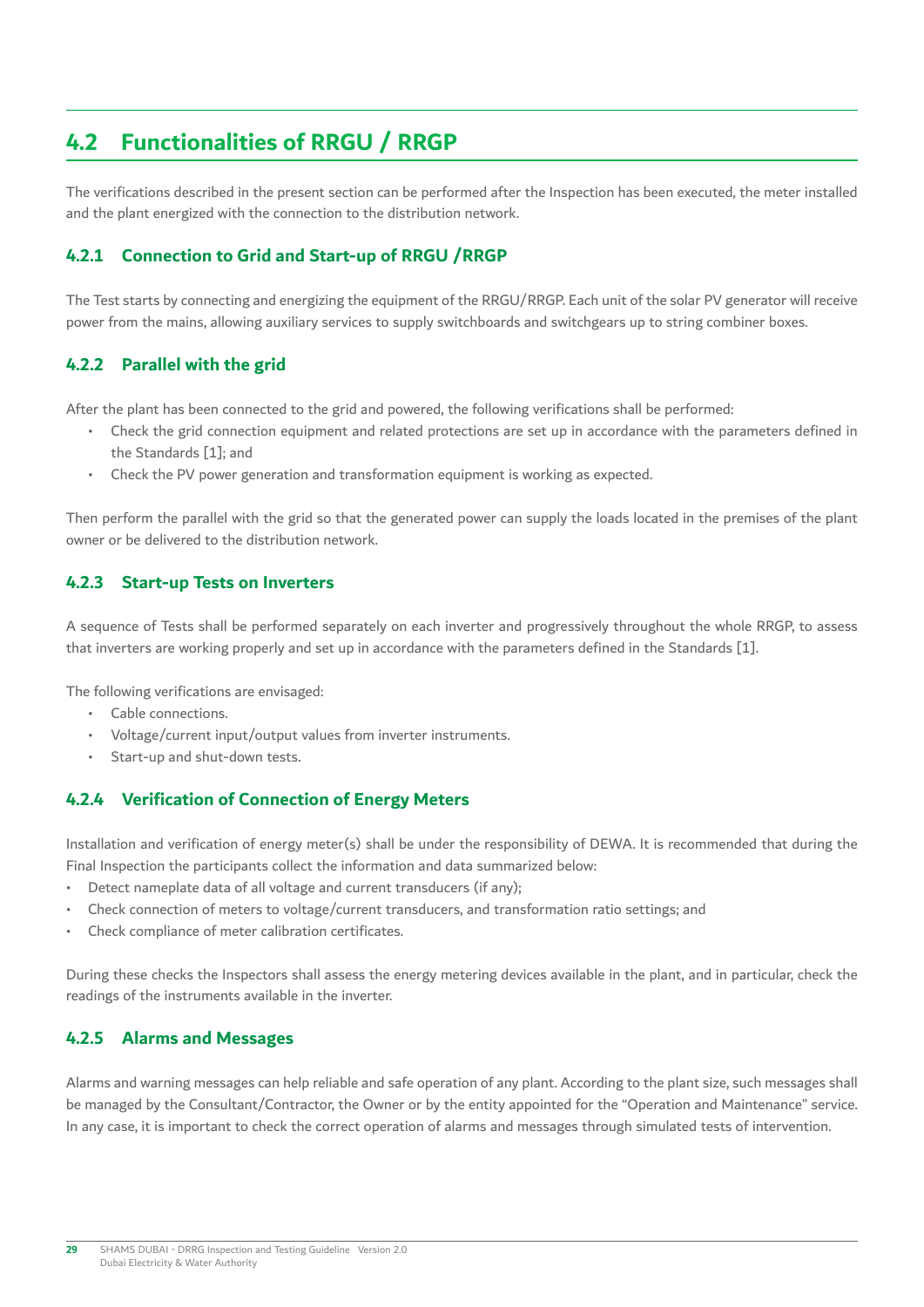## 4.2 Functionalities of RRGU / RRGP

The verifications described in the present section can be performed after the Inspection has been executed, the meter installed and the plant energized with the connection to the distribution network.

### 4.2.1 Connection to Grid and Start-up of RRGU /RRGP

The Test starts by connecting and energizing the equipment of the RRGU/RRGP. Each unit of the solar PV generator will receive power from the mains, allowing auxiliary services to supply switchboards and switchgears up to string combiner boxes.

### 4.2.2 Parallel with the grid

After the plant has been connected to the grid and powered, the following verifications shall be performed:

- Check the grid connection equipment and related protections are set up in accordance with the parameters defined in the Standards [1]; and
- Check the PV power generation and transformation equipment is working as expected.

Then perform the parallel with the grid so that the generated power can supply the loads located in the premises of the plant owner or be delivered to the distribution network.

### 4.2.3 Start-up Tests on Inverters

A sequence of Tests shall be performed separately on each inverter and progressively throughout the whole RRGP, to assess that inverters are working properly and set up in accordance with the parameters defined in the Standards [1].

The following verifications are envisaged:

- Cable connections.
- Voltage/current input/output values from inverter instruments.
- Start-up and shut-down tests.

### 4.2.4 Verification of Connection of Energy Meters

Installation and verification of energy meter(s) shall be under the responsibility of DEWA. It is recommended that during the Final Inspection the participants collect the information and data summarized below:

- Detect nameplate data of all voltage and current transducers (if any);
- Check connection of meters to voltage/current transducers, and transformation ratio settings; and
- Check compliance of meter calibration certificates.

During these checks the Inspectors shall assess the energy metering devices available in the plant, and in particular, check the readings of the instruments available in the inverter.

### 4.2.5 Alarms and Messages

Alarms and warning messages can help reliable and safe operation of any plant. According to the plant size, such messages shall be managed by the Consultant/Contractor, the Owner or by the entity appointed for the "Operation and Maintenance" service. In any case, it is important to check the correct operation of alarms and messages through simulated tests of intervention.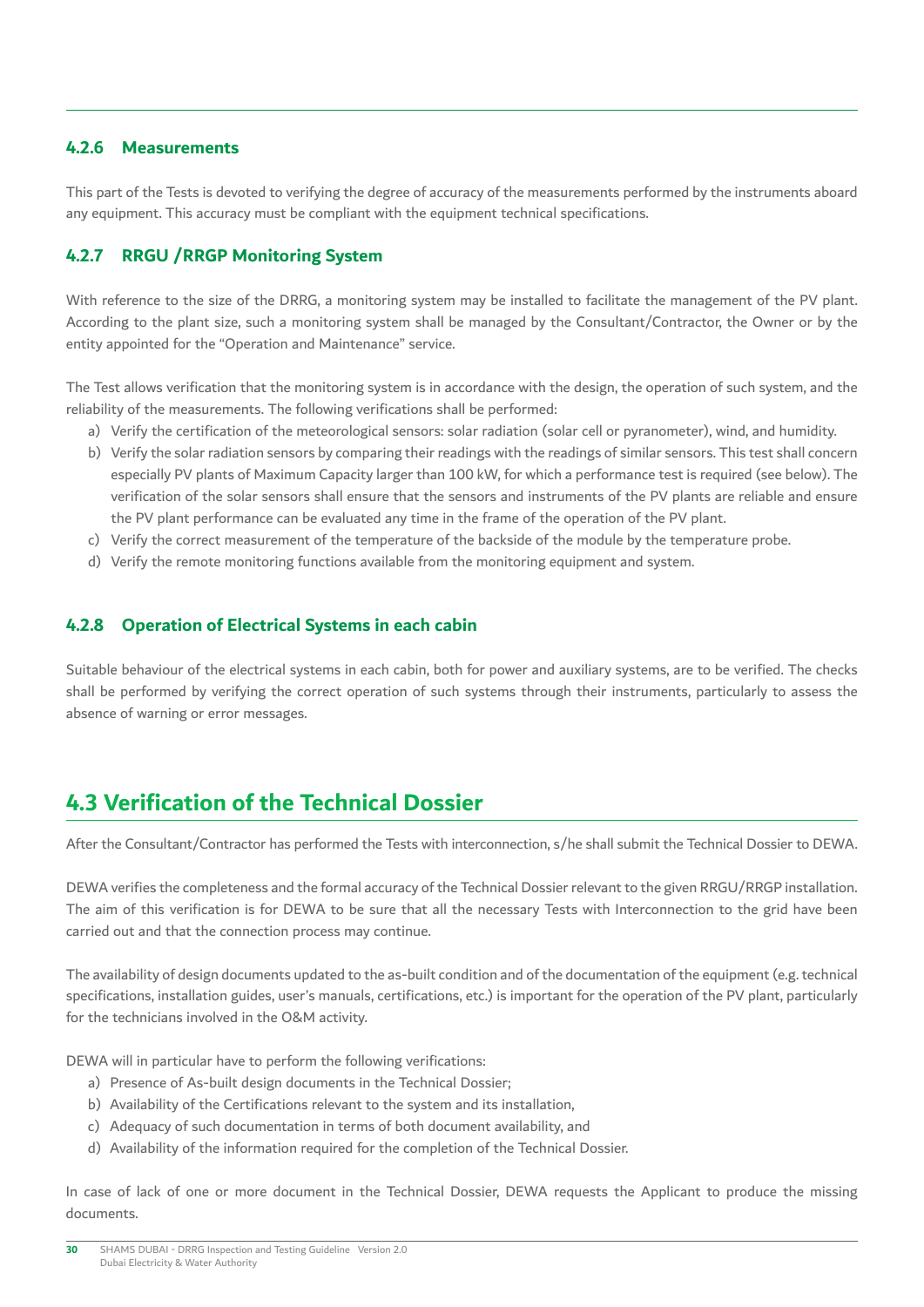### 4.2.6 Measurements

This part of the Tests is devoted to verifying the degree of accuracy of the measurements performed by the instruments aboard any equipment. This accuracy must be compliant with the equipment technical specifications.

### 4.2.7 RRGU /RRGP Monitoring System

With reference to the size of the DRRG, a monitoring system may be installed to facilitate the management of the PV plant. According to the plant size, such a monitoring system shall be managed by the Consultant/Contractor, the Owner or by the entity appointed for the "Operation and Maintenance" service.

The Test allows verification that the monitoring system is in accordance with the design, the operation of such system, and the reliability of the measurements. The following verifications shall be performed:

a) Verify the certification of the meteorological sensors: solar radiation (solar cell or pyranometer), wind, and humidity.
b) Verify the solar radiation sensors by comparing their readings with the readings of similar sensors. This test shall concern especially PV plants of Maximum Capacity larger than 100 kW, for which a performance test is required (see below). The verification of the solar sensors shall ensure that the sensors and instruments of the PV plants are reliable and ensure the PV plant performance can be evaluated any time in the frame of the operation of the PV plant.
c) Verify the correct measurement of the temperature of the backside of the module by the temperature probe.
d) Verify the remote monitoring functions available from the monitoring equipment and system.

### 4.2.8 Operation of Electrical Systems in each cabin

Suitable behaviour of the electrical systems in each cabin, both for power and auxiliary systems, are to be verified. The checks shall be performed by verifying the correct operation of such systems through their instruments, particularly to assess the absence of warning or error messages.

## 4.3 Verification of the Technical Dossier

After the Consultant/Contractor has performed the Tests with interconnection, s/he shall submit the Technical Dossier to DEWA.

DEWA verifies the completeness and the formal accuracy of the Technical Dossier relevant to the given RRGU/RRGP installation. The aim of this verification is for DEWA to be sure that all the necessary Tests with Interconnection to the grid have been carried out and that the connection process may continue.

The availability of design documents updated to the as-built condition and of the documentation of the equipment (e.g. technical specifications, installation guides, user's manuals, certifications, etc.) is important for the operation of the PV plant, particularly for the technicians involved in the O&M activity.

DEWA will in particular have to perform the following verifications:

a) Presence of As-built design documents in the Technical Dossier;
b) Availability of the Certifications relevant to the system and its installation,
c) Adequacy of such documentation in terms of both document availability, and
d) Availability of the information required for the completion of the Technical Dossier.

In case of lack of one or more document in the Technical Dossier, DEWA requests the Applicant to produce the missing documents.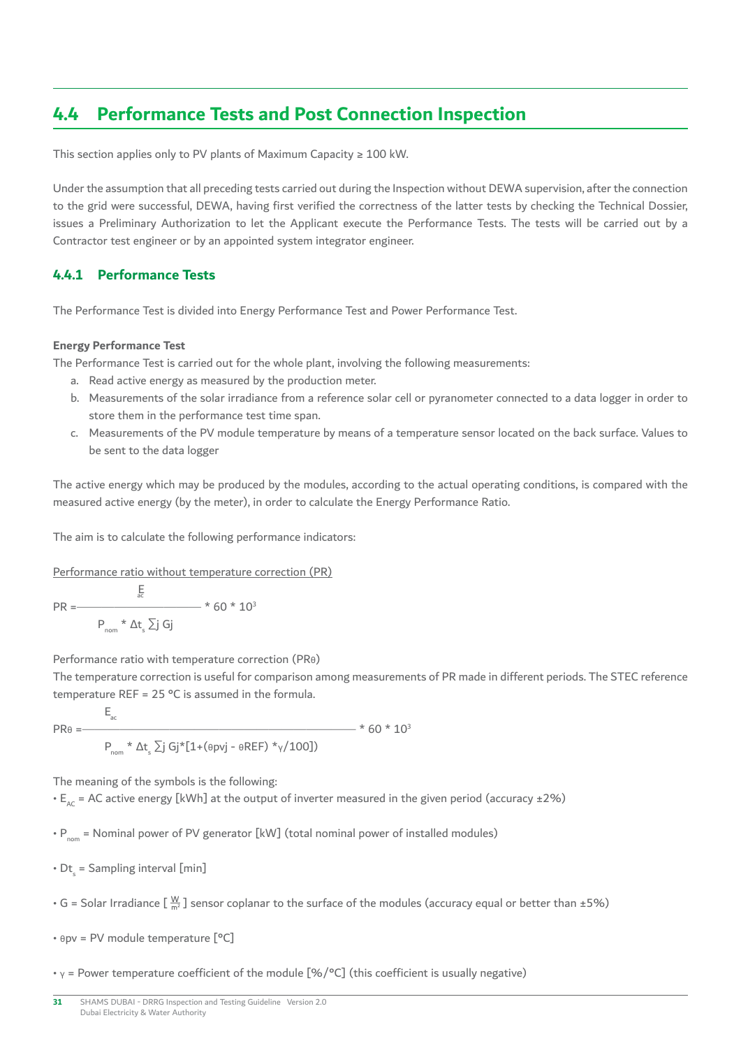## 4.4 Performance Tests and Post Connection Inspection

This section applies only to PV plants of Maximum Capacity ≥ 100 kW.

Under the assumption that all preceding tests carried out during the Inspection without DEWA supervision, after the connection to the grid were successful, DEWA, having first verified the correctness of the latter tests by checking the Technical Dossier, issues a Preliminary Authorization to let the Applicant execute the Performance Tests. The tests will be carried out by a Contractor test engineer or by an appointed system integrator engineer.

### 4.4.1 Performance Tests

The Performance Test is divided into Energy Performance Test and Power Performance Test.

**Energy Performance Test**

The Performance Test is carried out for the whole plant, involving the following measurements:

a. Read active energy as measured by the production meter.
b. Measurements of the solar irradiance from a reference solar cell or pyranometer connected to a data logger in order to store them in the performance test time span.
c. Measurements of the PV module temperature by means of a temperature sensor located on the back surface. Values to be sent to the data logger

The active energy which may be produced by the modules, according to the actual operating conditions, is compared with the measured active energy (by the meter), in order to calculate the Energy Performance Ratio.

The aim is to calculate the following performance indicators:

Performance ratio without temperature correction (PR)

$$PR = \frac{E_{ac}}{P_{nom} * \Delta t_s \sum_j G_j} * 60 * 10^3$$

Performance ratio with temperature correction (PRθ)

The temperature correction is useful for comparison among measurements of PR made in different periods. The STEC reference temperature REF = 25 °C is assumed in the formula.

$$PR_\theta = \frac{E_{ac}}{P_{nom} * \Delta t_s \sum_j G_j * [1 + (\theta_{pvj} - \theta_{REF}) * \gamma / 100]} * 60 * 10^3$$

The meaning of the symbols is the following:

- $E_{AC}$ = AC active energy [kWh] at the output of inverter measured in the given period (accuracy ±2%)
- $P_{nom}$ = Nominal power of PV generator [kW] (total nominal power of installed modules)
- $Dt_s$ = Sampling interval [min]
- G = Solar Irradiance [$\frac{W}{m^2}$] sensor coplanar to the surface of the modules (accuracy equal or better than ±5%)
- $\theta_{pv}$ = PV module temperature [°C]
- $\gamma$ = Power temperature coefficient of the module [%/°C] (this coefficient is usually negative)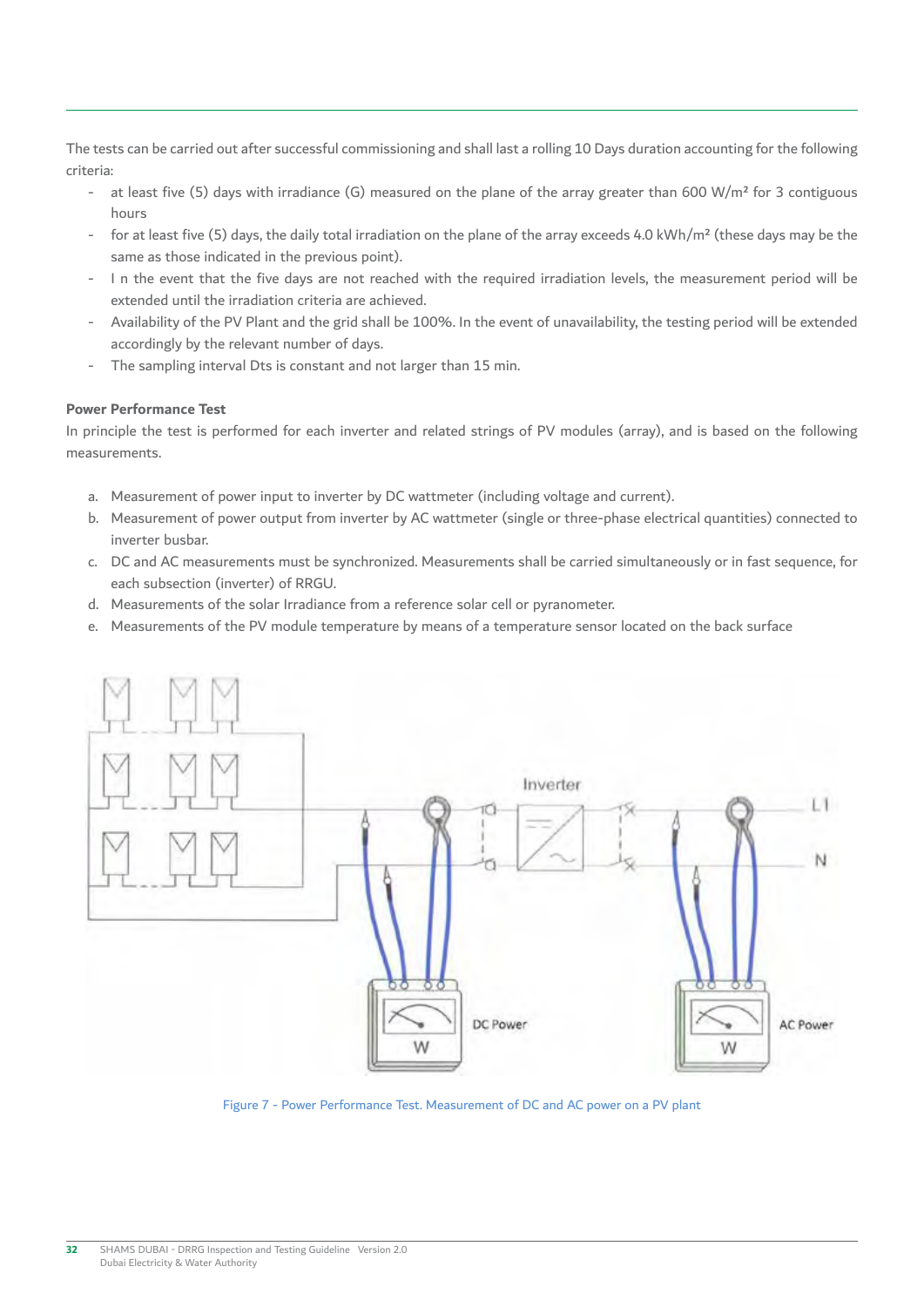The tests can be carried out after successful commissioning and shall last a rolling 10 Days duration accounting for the following criteria:

- at least five (5) days with irradiance (G) measured on the plane of the array greater than 600 W/m² for 3 contiguous hours
- for at least five (5) days, the daily total irradiation on the plane of the array exceeds 4.0 kWh/m² (these days may be the same as those indicated in the previous point).
- I n the event that the five days are not reached with the required irradiation levels, the measurement period will be extended until the irradiation criteria are achieved.
- Availability of the PV Plant and the grid shall be 100%. In the event of unavailability, the testing period will be extended accordingly by the relevant number of days.
- The sampling interval Dts is constant and not larger than 15 min.

**Power Performance Test**

In principle the test is performed for each inverter and related strings of PV modules (array), and is based on the following measurements.

a. Measurement of power input to inverter by DC wattmeter (including voltage and current).
b. Measurement of power output from inverter by AC wattmeter (single or three-phase electrical quantities) connected to inverter busbar.
c. DC and AC measurements must be synchronized. Measurements shall be carried simultaneously or in fast sequence, for each subsection (inverter) of RRGU.
d. Measurements of the solar Irradiance from a reference solar cell or pyranometer.
e. Measurements of the PV module temperature by means of a temperature sensor located on the back surface

Figure 7 - Power Performance Test. Measurement of DC and AC power on a PV plant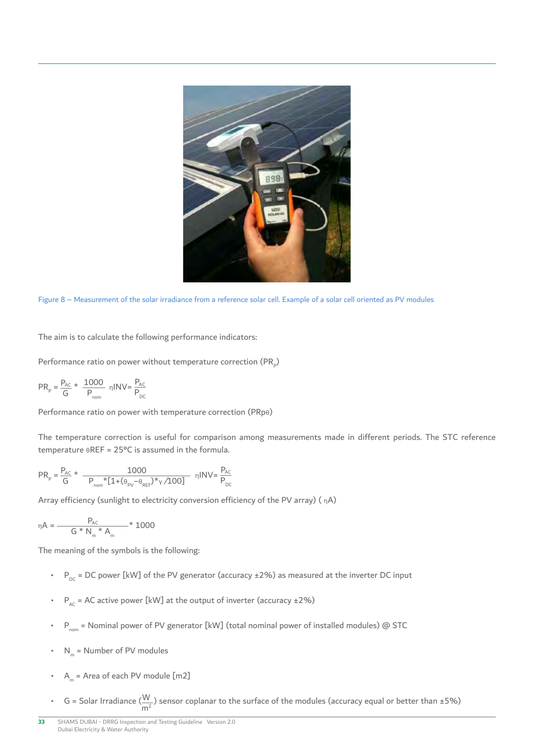Figure 8 – Measurement of the solar irradiance from a reference solar cell. Example of a solar cell oriented as PV modules

The aim is to calculate the following performance indicators:

Performance ratio on power without temperature correction ($PR_p$)

$$PR_p = \frac{P_{AC}}{G} * \frac{1000}{P_{nom}} \quad \eta INV = \frac{P_{AC}}{P_{DC}}$$

Performance ratio on power with temperature correction (PRpθ)

The temperature correction is useful for comparison among measurements made in different periods. The STC reference temperature θREF = 25°C is assumed in the formula.

$$PR_p = \frac{P_{AC}}{G} * \frac{1000}{P_{nom} * [1 + (\theta_{PV} - \theta_{REF}) * \gamma / 100]} \quad \eta INV = \frac{P_{AC}}{P_{DC}}$$

Array efficiency (sunlight to electricity conversion efficiency of the PV array) ( ηA)

$$\eta A = \frac{P_{AC}}{G * N_m * A_m} * 1000$$

The meaning of the symbols is the following:

- $P_{DC}$ = DC power [kW] of the PV generator (accuracy ±2%) as measured at the inverter DC input
- $P_{AC}$ = AC active power [kW] at the output of inverter (accuracy ±2%)
- $P_{nom}$ = Nominal power of PV generator [kW] (total nominal power of installed modules) @ STC
- $N_m$ = Number of PV modules
- $A_m$ = Area of each PV module [m2]
- G = Solar Irradiance ($\frac{W}{m^2}$) sensor coplanar to the surface of the modules (accuracy equal or better than ±5%)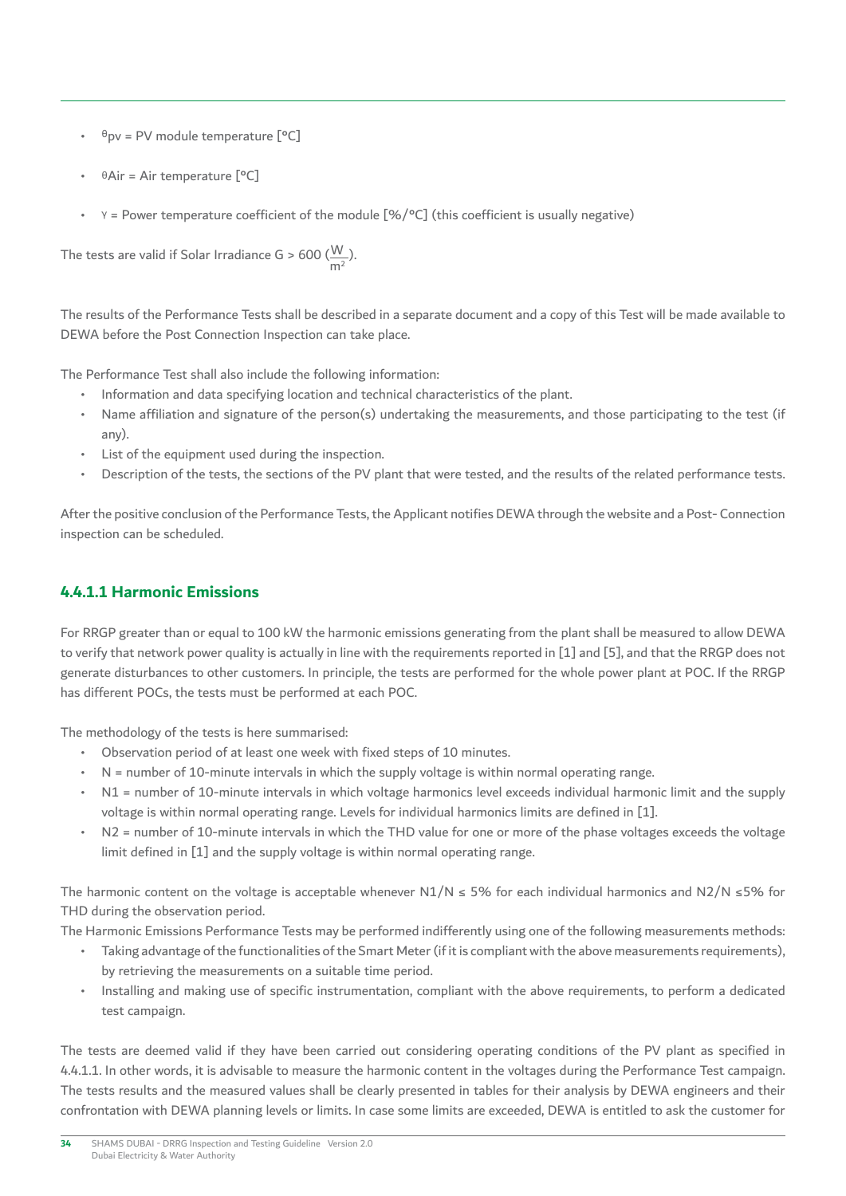- $\theta_{pv}$ = PV module temperature [°C]
- $\theta_{Air}$ = Air temperature [°C]
- $\gamma$ = Power temperature coefficient of the module [%/°C] (this coefficient is usually negative)

The tests are valid if Solar Irradiance G > 600 ($\frac{W}{m^2}$).

The results of the Performance Tests shall be described in a separate document and a copy of this Test will be made available to DEWA before the Post Connection Inspection can take place.

The Performance Test shall also include the following information:

- Information and data specifying location and technical characteristics of the plant.
- Name affiliation and signature of the person(s) undertaking the measurements, and those participating to the test (if any).
- List of the equipment used during the inspection.
- Description of the tests, the sections of the PV plant that were tested, and the results of the related performance tests.

After the positive conclusion of the Performance Tests, the Applicant notifies DEWA through the website and a Post- Connection inspection can be scheduled.

### 4.4.1.1 Harmonic Emissions

For RRGP greater than or equal to 100 kW the harmonic emissions generating from the plant shall be measured to allow DEWA to verify that network power quality is actually in line with the requirements reported in [1] and [5], and that the RRGP does not generate disturbances to other customers. In principle, the tests are performed for the whole power plant at POC. If the RRGP has different POCs, the tests must be performed at each POC.

The methodology of the tests is here summarised:

- Observation period of at least one week with fixed steps of 10 minutes.
- N = number of 10-minute intervals in which the supply voltage is within normal operating range.
- N1 = number of 10-minute intervals in which voltage harmonics level exceeds individual harmonic limit and the supply voltage is within normal operating range. Levels for individual harmonics limits are defined in [1].
- N2 = number of 10-minute intervals in which the THD value for one or more of the phase voltages exceeds the voltage limit defined in [1] and the supply voltage is within normal operating range.

The harmonic content on the voltage is acceptable whenever N1/N ≤ 5% for each individual harmonics and N2/N ≤5% for THD during the observation period.

The Harmonic Emissions Performance Tests may be performed indifferently using one of the following measurements methods:

- Taking advantage of the functionalities of the Smart Meter (if it is compliant with the above measurements requirements), by retrieving the measurements on a suitable time period.
- Installing and making use of specific instrumentation, compliant with the above requirements, to perform a dedicated test campaign.

The tests are deemed valid if they have been carried out considering operating conditions of the PV plant as specified in 4.4.1.1. In other words, it is advisable to measure the harmonic content in the voltages during the Performance Test campaign. The tests results and the measured values shall be clearly presented in tables for their analysis by DEWA engineers and their confrontation with DEWA planning levels or limits. In case some limits are exceeded, DEWA is entitled to ask the customer for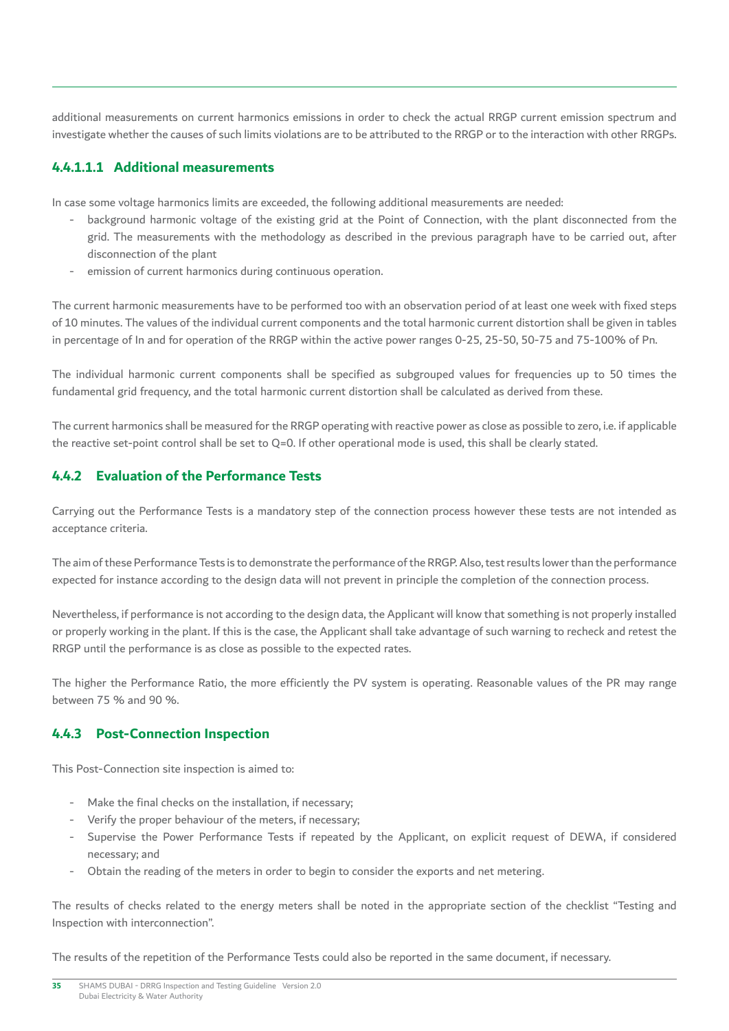additional measurements on current harmonics emissions in order to check the actual RRGP current emission spectrum and investigate whether the causes of such limits violations are to be attributed to the RRGP or to the interaction with other RRGPs.

##### 4.4.1.1.1 Additional measurements

In case some voltage harmonics limits are exceeded, the following additional measurements are needed:

- background harmonic voltage of the existing grid at the Point of Connection, with the plant disconnected from the grid. The measurements with the methodology as described in the previous paragraph have to be carried out, after disconnection of the plant
- emission of current harmonics during continuous operation.

The current harmonic measurements have to be performed too with an observation period of at least one week with fixed steps of 10 minutes. The values of the individual current components and the total harmonic current distortion shall be given in tables in percentage of In and for operation of the RRGP within the active power ranges 0-25, 25-50, 50-75 and 75-100% of Pn.

The individual harmonic current components shall be specified as subgrouped values for frequencies up to 50 times the fundamental grid frequency, and the total harmonic current distortion shall be calculated as derived from these.

The current harmonics shall be measured for the RRGP operating with reactive power as close as possible to zero, i.e. if applicable the reactive set-point control shall be set to Q=0. If other operational mode is used, this shall be clearly stated.

### 4.4.2 Evaluation of the Performance Tests

Carrying out the Performance Tests is a mandatory step of the connection process however these tests are not intended as acceptance criteria.

The aim of these Performance Tests is to demonstrate the performance of the RRGP. Also, test results lower than the performance expected for instance according to the design data will not prevent in principle the completion of the connection process.

Nevertheless, if performance is not according to the design data, the Applicant will know that something is not properly installed or properly working in the plant. If this is the case, the Applicant shall take advantage of such warning to recheck and retest the RRGP until the performance is as close as possible to the expected rates.

The higher the Performance Ratio, the more efficiently the PV system is operating. Reasonable values of the PR may range between 75 % and 90 %.

### 4.4.3 Post-Connection Inspection

This Post-Connection site inspection is aimed to:

- Make the final checks on the installation, if necessary;
- Verify the proper behaviour of the meters, if necessary;
- Supervise the Power Performance Tests if repeated by the Applicant, on explicit request of DEWA, if considered necessary; and
- Obtain the reading of the meters in order to begin to consider the exports and net metering.

The results of checks related to the energy meters shall be noted in the appropriate section of the checklist "Testing and Inspection with interconnection".

The results of the repetition of the Performance Tests could also be reported in the same document, if necessary.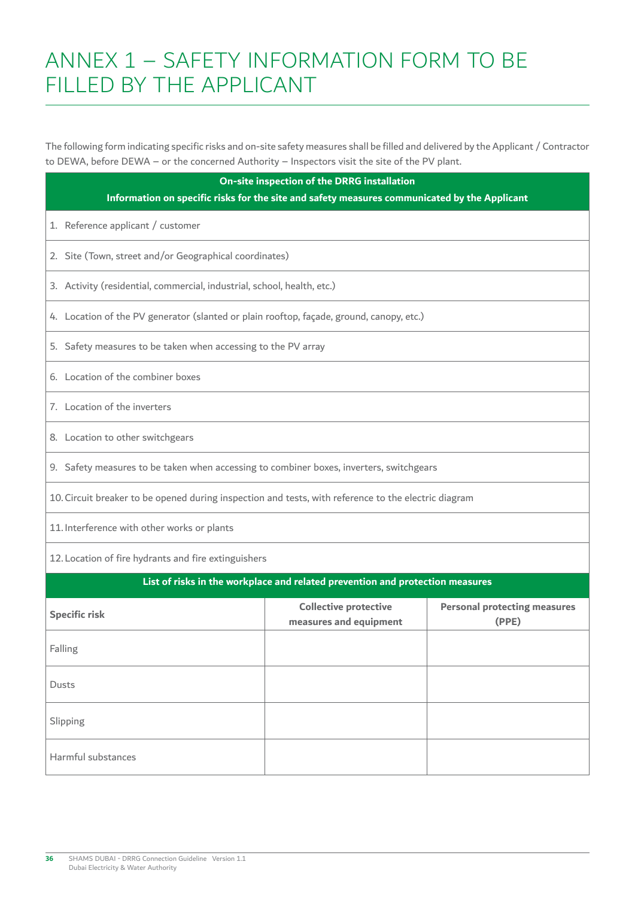# ANNEX 1 – SAFETY INFORMATION FORM TO BE FILLED BY THE APPLICANT

The following form indicating specific risks and on-site safety measures shall be filled and delivered by the Applicant / Contractor to DEWA, before DEWA – or the concerned Authority – Inspectors visit the site of the PV plant.

| On-site inspection of the DRRG installation<br>Information on specific risks for the site and safety measures communicated by the Applicant |
|---|
| 1. Reference applicant / customer |
| 2. Site (Town, street and/or Geographical coordinates) |
| 3. Activity (residential, commercial, industrial, school, health, etc.) |
| 4. Location of the PV generator (slanted or plain rooftop, façade, ground, canopy, etc.) |
| 5. Safety measures to be taken when accessing to the PV array |
| 6. Location of the combiner boxes |
| 7. Location of the inverters |
| 8. Location to other switchgears |
| 9. Safety measures to be taken when accessing to combiner boxes, inverters, switchgears |
| 10. Circuit breaker to be opened during inspection and tests, with reference to the electric diagram |
| 11. Interference with other works or plants |
| 12. Location of fire hydrants and fire extinguishers |

| List of risks in the workplace and related prevention and protection measures | | |
|---|---|---|
| **Specific risk** | **Collective protective measures and equipment** | **Personal protecting measures (PPE)** |
| Falling | | |
| Dusts | | |
| Slipping | | |
| Harmful substances | | |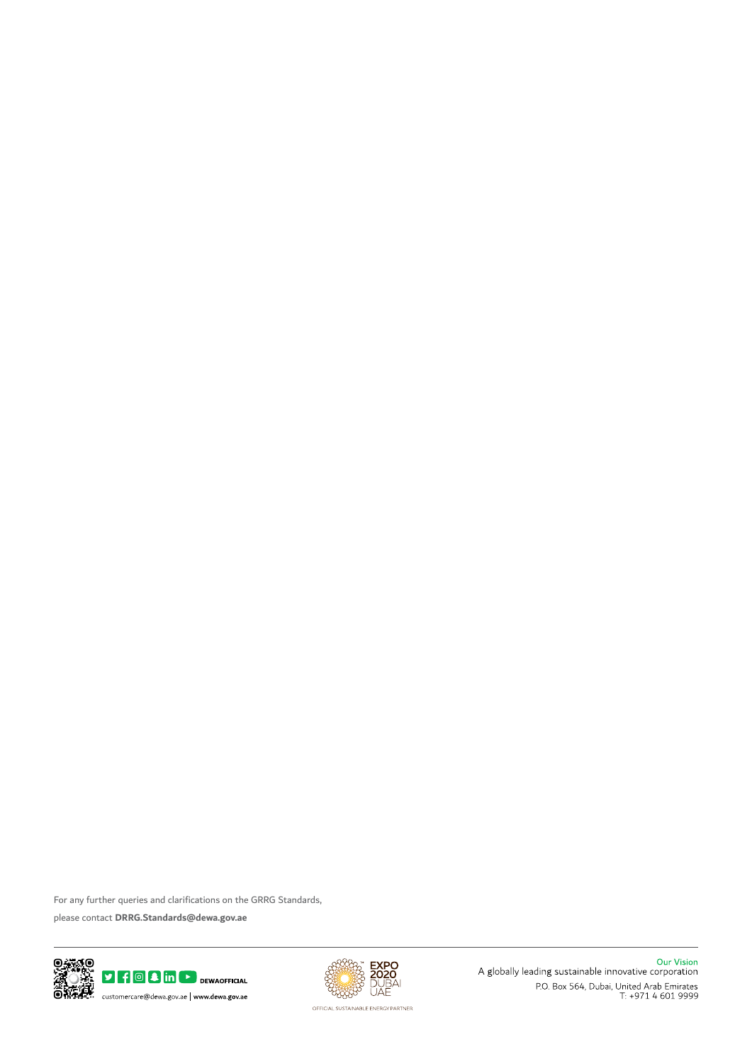For any further queries and clarifications on the GRRG Standards,

please contact **DRRG.Standards@dewa.gov.ae**

DEWAOFFICIAL

customercare@dewa.gov.ae | **www.dewa.gov.ae**

EXPO 2020 DUBAI UAE

OFFICIAL SUSTAINABLE ENERGY PARTNER

Our Vision
A globally leading sustainable innovative corporation

P.O. Box 564, Dubai, United Arab Emirates
T: +971 4 601 9999